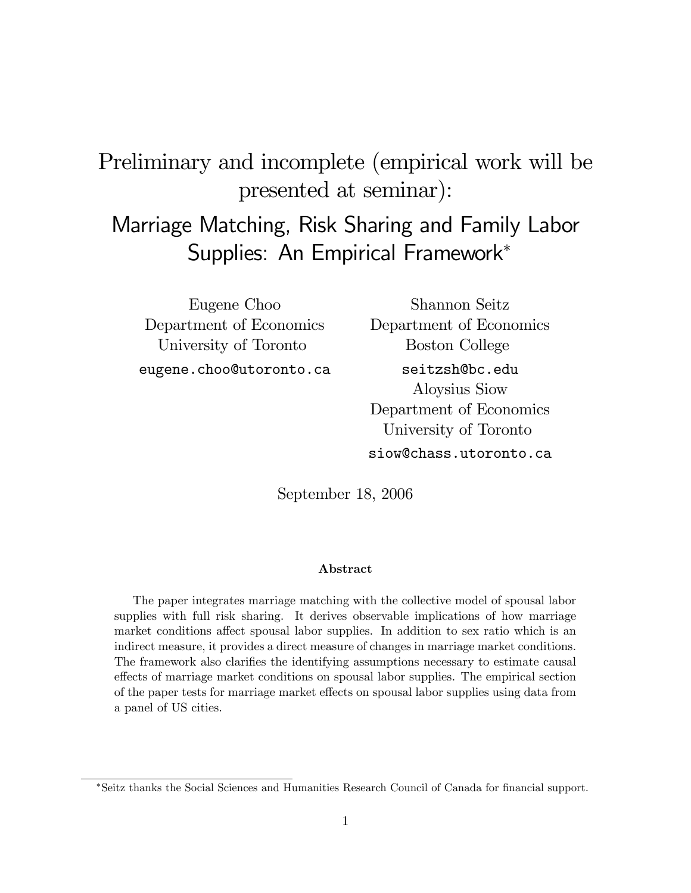# Preliminary and incomplete (empirical work will be presented at seminar):

## Marriage Matching, Risk Sharing and Family Labor Supplies: An Empirical Framework*

Eugene Choo
Department of Economics
University of Toronto
eugene.choo@utoronto.ca

Shannon Seitz
Department of Economics
Boston College
seitzsh@bc.edu

Aloysius Siow
Department of Economics
University of Toronto
siow@chass.utoronto.ca

September 18, 2006

### Abstract

The paper integrates marriage matching with the collective model of spousal labor supplies with full risk sharing. It derives observable implications of how marriage market conditions affect spousal labor supplies. In addition to sex ratio which is an indirect measure, it provides a direct measure of changes in marriage market conditions. The framework also clarifies the identifying assumptions necessary to estimate causal effects of marriage market conditions on spousal labor supplies. The empirical section of the paper tests for marriage market effects on spousal labor supplies using data from a panel of US cities.

*Seitz thanks the Social Sciences and Humanities Research Council of Canada for financial support.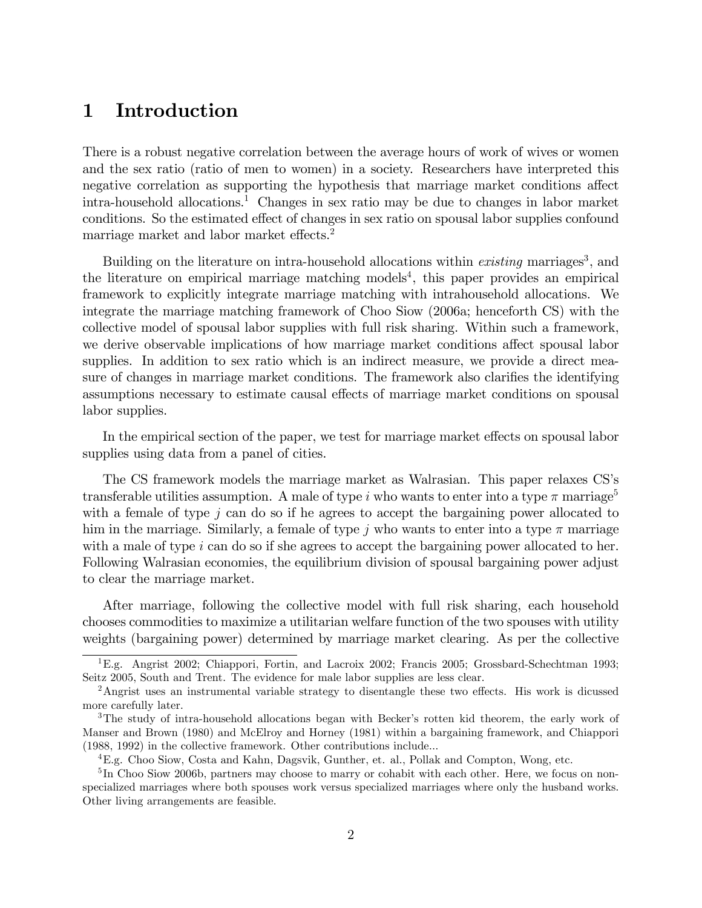# 1 Introduction

There is a robust negative correlation between the average hours of work of wives or women and the sex ratio (ratio of men to women) in a society. Researchers have interpreted this negative correlation as supporting the hypothesis that marriage market conditions affect intra-household allocations.[1] Changes in sex ratio may be due to changes in labor market conditions. So the estimated effect of changes in sex ratio on spousal labor supplies confound marriage market and labor market effects.[2]

Building on the literature on intra-household allocations within *existing* marriages[3], and the literature on empirical marriage matching models[4], this paper provides an empirical framework to explicitly integrate marriage matching with intrahousehold allocations. We integrate the marriage matching framework of Choo Siow (2006a; henceforth CS) with the collective model of spousal labor supplies with full risk sharing. Within such a framework, we derive observable implications of how marriage market conditions affect spousal labor supplies. In addition to sex ratio which is an indirect measure, we provide a direct measure of changes in marriage market conditions. The framework also clarifies the identifying assumptions necessary to estimate causal effects of marriage market conditions on spousal labor supplies.

In the empirical section of the paper, we test for marriage market effects on spousal labor supplies using data from a panel of cities.

The CS framework models the marriage market as Walrasian. This paper relaxes CS's transferable utilities assumption. A male of type $i$ who wants to enter into a type $\pi$ marriage[5] with a female of type $j$ can do so if he agrees to accept the bargaining power allocated to him in the marriage. Similarly, a female of type $j$ who wants to enter into a type $\pi$ marriage with a male of type $i$ can do so if she agrees to accept the bargaining power allocated to her. Following Walrasian economies, the equilibrium division of spousal bargaining power adjust to clear the marriage market.

After marriage, following the collective model with full risk sharing, each household chooses commodities to maximize a utilitarian welfare function of the two spouses with utility weights (bargaining power) determined by marriage market clearing. As per the collective

---

[1] E.g. Angrist 2002; Chiappori, Fortin, and Lacroix 2002; Francis 2005; Grossbard-Schechtman 1993; Seitz 2005, South and Trent. The evidence for male labor supplies are less clear.

[2] Angrist uses an instrumental variable strategy to disentangle these two effects. His work is dicussed more carefully later.

[3] The study of intra-household allocations began with Becker's rotten kid theorem, the early work of Manser and Brown (1980) and McElroy and Horney (1981) within a bargaining framework, and Chiappori (1988, 1992) in the collective framework. Other contributions include...

[4] E.g. Choo Siow, Costa and Kahn, Dagsvik, Gunther, et. al., Pollak and Compton, Wong, etc.

[5] In Choo Siow 2006b, partners may choose to marry or cohabit with each other. Here, we focus on non-specialized marriages where both spouses work versus specialized marriages where only the husband works. Other living arrangements are feasible.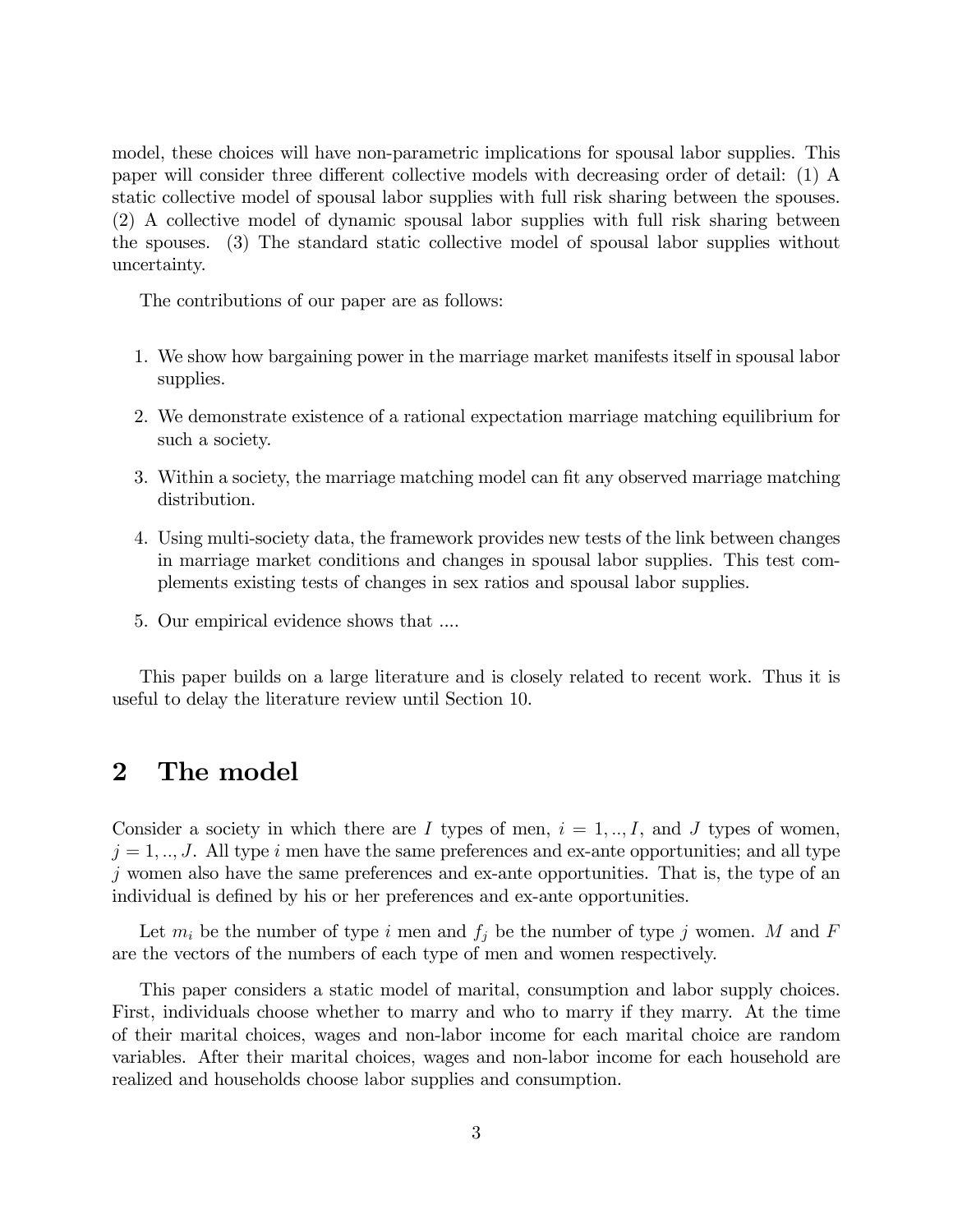model, these choices will have non-parametric implications for spousal labor supplies. This paper will consider three different collective models with decreasing order of detail: (1) A static collective model of spousal labor supplies with full risk sharing between the spouses. (2) A collective model of dynamic spousal labor supplies with full risk sharing between the spouses. (3) The standard static collective model of spousal labor supplies without uncertainty.

The contributions of our paper are as follows:

1. We show how bargaining power in the marriage market manifests itself in spousal labor supplies.
2. We demonstrate existence of a rational expectation marriage matching equilibrium for such a society.
3. Within a society, the marriage matching model can fit any observed marriage matching distribution.
4. Using multi-society data, the framework provides new tests of the link between changes in marriage market conditions and changes in spousal labor supplies. This test complements existing tests of changes in sex ratios and spousal labor supplies.
5. Our empirical evidence shows that ....

This paper builds on a large literature and is closely related to recent work. Thus it is useful to delay the literature review until Section 10.

## 2 The model

Consider a society in which there are $I$ types of men, $i = 1, .., I$, and $J$ types of women, $j = 1, .., J$. All type $i$ men have the same preferences and ex-ante opportunities; and all type $j$ women also have the same preferences and ex-ante opportunities. That is, the type of an individual is defined by his or her preferences and ex-ante opportunities.

Let $m_i$ be the number of type $i$ men and $f_j$ be the number of type $j$ women. $M$ and $F$ are the vectors of the numbers of each type of men and women respectively.

This paper considers a static model of marital, consumption and labor supply choices. First, individuals choose whether to marry and who to marry if they marry. At the time of their marital choices, wages and non-labor income for each marital choice are random variables. After their marital choices, wages and non-labor income for each household are realized and households choose labor supplies and consumption.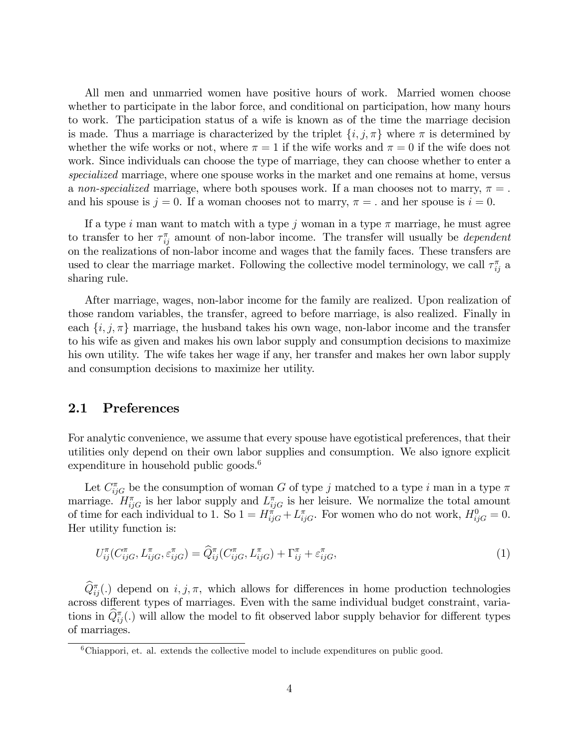All men and unmarried women have positive hours of work. Married women choose whether to participate in the labor force, and conditional on participation, how many hours to work. The participation status of a wife is known as of the time the marriage decision is made. Thus a marriage is characterized by the triplet $\{i, j, \pi\}$ where $\pi$ is determined by whether the wife works or not, where $\pi = 1$ if the wife works and $\pi = 0$ if the wife does not work. Since individuals can choose the type of marriage, they can choose whether to enter a *specialized* marriage, where one spouse works in the market and one remains at home, versus a *non-specialized* marriage, where both spouses work. If a man chooses not to marry, $\pi = .$ and his spouse is $j = 0$. If a woman chooses not to marry, $\pi = .$ and her spouse is $i = 0$.

If a type $i$ man want to match with a type $j$ woman in a type $\pi$ marriage, he must agree to transfer to her $\tau_{ij}^{\pi}$ amount of non-labor income. The transfer will usually be *dependent* on the realizations of non-labor income and wages that the family faces. These transfers are used to clear the marriage market. Following the collective model terminology, we call $\tau_{ij}^{\pi}$ a sharing rule.

After marriage, wages, non-labor income for the family are realized. Upon realization of those random variables, the transfer, agreed to before marriage, is also realized. Finally in each $\{i, j, \pi\}$ marriage, the husband takes his own wage, non-labor income and the transfer to his wife as given and makes his own labor supply and consumption decisions to maximize his own utility. The wife takes her wage if any, her transfer and makes her own labor supply and consumption decisions to maximize her utility.

## 2.1 Preferences

For analytic convenience, we assume that every spouse have egotistical preferences, that their utilities only depend on their own labor supplies and consumption. We also ignore explicit expenditure in household public goods.[6]

Let $C_{ijG}^{\pi}$ be the consumption of woman $G$ of type $j$ matched to a type $i$ man in a type $\pi$ marriage. $H_{ijG}^{\pi}$ is her labor supply and $L_{ijG}^{\pi}$ is her leisure. We normalize the total amount of time for each individual to 1. So $1 = H_{ijG}^{\pi} + L_{ijG}^{\pi}$. For women who do not work, $H_{ijG}^{0} = 0$. Her utility function is:

$$U_{ij}^{\pi}(C_{ijG}^{\pi}, L_{ijG}^{\pi}, \varepsilon_{ijG}^{\pi}) = \widehat{Q}_{ij}^{\pi}(C_{ijG}^{\pi}, L_{ijG}^{\pi}) + \Gamma_{ij}^{\pi} + \varepsilon_{ijG}^{\pi}, \tag{1}$$

$\widehat{Q}_{ij}^{\pi}(.)$ depend on $i, j, \pi$, which allows for differences in home production technologies across different types of marriages. Even with the same individual budget constraint, variations in $\widehat{Q}_{ij}^{\pi}(.)$ will allow the model to fit observed labor supply behavior for different types of marriages.

[6] Chiappori, et. al. extends the collective model to include expenditures on public good.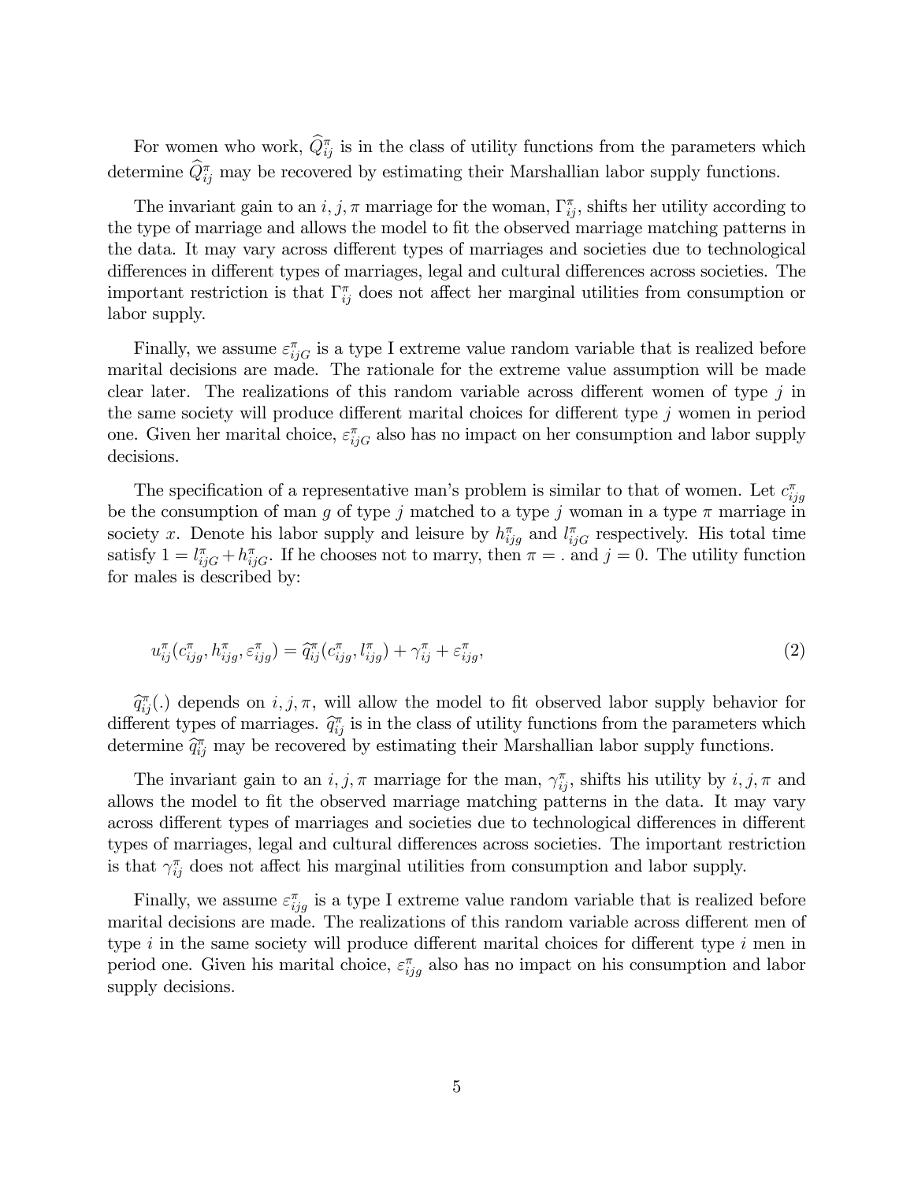For women who work, $\widehat{Q}_{ij}^{\pi}$ is in the class of utility functions from the parameters which determine $\widehat{Q}_{ij}^{\pi}$ may be recovered by estimating their Marshallian labor supply functions.

The invariant gain to an $i, j, \pi$ marriage for the woman, $\Gamma_{ij}^{\pi}$, shifts her utility according to the type of marriage and allows the model to fit the observed marriage matching patterns in the data. It may vary across different types of marriages and societies due to technological differences in different types of marriages, legal and cultural differences across societies. The important restriction is that $\Gamma_{ij}^{\pi}$ does not affect her marginal utilities from consumption or labor supply.

Finally, we assume $\varepsilon_{ijG}^{\pi}$ is a type I extreme value random variable that is realized before marital decisions are made. The rationale for the extreme value assumption will be made clear later. The realizations of this random variable across different women of type $j$ in the same society will produce different marital choices for different type $j$ women in period one. Given her marital choice, $\varepsilon_{ijG}^{\pi}$ also has no impact on her consumption and labor supply decisions.

The specification of a representative man's problem is similar to that of women. Let $c_{ijg}^{\pi}$ be the consumption of man $g$ of type $j$ matched to a type $j$ woman in a type $\pi$ marriage in society $x$. Denote his labor supply and leisure by $h_{ijg}^{\pi}$ and $l_{ijG}^{\pi}$ respectively. His total time satisfy $1 = l_{ijG}^{\pi} + h_{ijG}^{\pi}$. If he chooses not to marry, then $\pi = .$ and $j = 0$. The utility function for males is described by:

$$u_{ij}^{\pi}(c_{ijg}^{\pi}, h_{ijg}^{\pi}, \varepsilon_{ijg}^{\pi}) = \widehat{q}_{ij}^{\pi}(c_{ijg}^{\pi}, l_{ijg}^{\pi}) + \gamma_{ij}^{\pi} + \varepsilon_{ijg}^{\pi}, \tag{2}$$

$\widehat{q}_{ij}^{\pi}(.)$ depends on $i, j, \pi$, will allow the model to fit observed labor supply behavior for different types of marriages. $\widehat{q}_{ij}^{\pi}$ is in the class of utility functions from the parameters which determine $\widehat{q}_{ij}^{\pi}$ may be recovered by estimating their Marshallian labor supply functions.

The invariant gain to an $i, j, \pi$ marriage for the man, $\gamma_{ij}^{\pi}$, shifts his utility by $i, j, \pi$ and allows the model to fit the observed marriage matching patterns in the data. It may vary across different types of marriages and societies due to technological differences in different types of marriages, legal and cultural differences across societies. The important restriction is that $\gamma_{ij}^{\pi}$ does not affect his marginal utilities from consumption and labor supply.

Finally, we assume $\varepsilon_{ijg}^{\pi}$ is a type I extreme value random variable that is realized before marital decisions are made. The realizations of this random variable across different men of type $i$ in the same society will produce different marital choices for different type $i$ men in period one. Given his marital choice, $\varepsilon_{ijg}^{\pi}$ also has no impact on his consumption and labor supply decisions.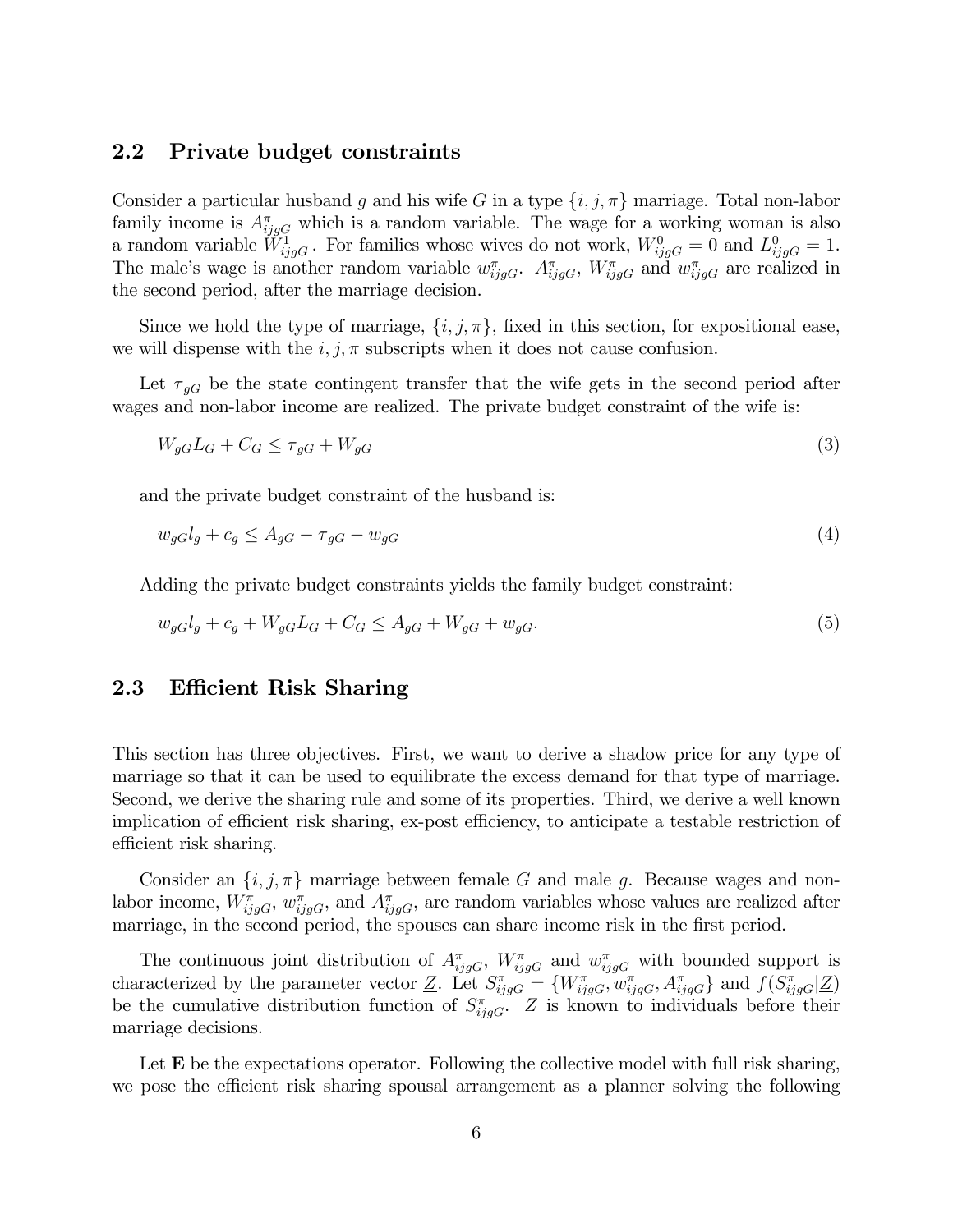## 2.2 Private budget constraints

Consider a particular husband $g$ and his wife $G$ in a type $\{i, j, \pi\}$ marriage. Total non-labor family income is $A^{\pi}_{ijgG}$ which is a random variable. The wage for a working woman is also a random variable $W^1_{ijgG}$. For families whose wives do not work, $W^0_{ijgG} = 0$ and $L^0_{ijgG} = 1$. The male's wage is another random variable $w^{\pi}_{ijgG}$. $A^{\pi}_{ijgG}$, $W^{\pi}_{ijgG}$ and $w^{\pi}_{ijgG}$ are realized in the second period, after the marriage decision.

Since we hold the type of marriage, $\{i, j, \pi\}$, fixed in this section, for expositional ease, we will dispense with the $i, j, \pi$ subscripts when it does not cause confusion.

Let $\tau_{gG}$ be the state contingent transfer that the wife gets in the second period after wages and non-labor income are realized. The private budget constraint of the wife is:

$$W_{gG}L_G + C_G \leq \tau_{gG} + W_{gG} \tag{3}$$

and the private budget constraint of the husband is:

$$w_{gG}l_g + c_g \leq A_{gG} - \tau_{gG} - w_{gG} \tag{4}$$

Adding the private budget constraints yields the family budget constraint:

$$w_{gG}l_g + c_g + W_{gG}L_G + C_G \leq A_{gG} + W_{gG} + w_{gG}. \tag{5}$$

## 2.3 Efficient Risk Sharing

This section has three objectives. First, we want to derive a shadow price for any type of marriage so that it can be used to equilibrate the excess demand for that type of marriage. Second, we derive the sharing rule and some of its properties. Third, we derive a well known implication of efficient risk sharing, ex-post efficiency, to anticipate a testable restriction of efficient risk sharing.

Consider an $\{i, j, \pi\}$ marriage between female $G$ and male $g$. Because wages and non-labor income, $W^{\pi}_{ijgG}$, $w^{\pi}_{ijgG}$, and $A^{\pi}_{ijgG}$, are random variables whose values are realized after marriage, in the second period, the spouses can share income risk in the first period.

The continuous joint distribution of $A^{\pi}_{ijgG}$, $W^{\pi}_{ijgG}$ and $w^{\pi}_{ijgG}$ with bounded support is characterized by the parameter vector $\underline{Z}$. Let $S^{\pi}_{ijgG} = \{W^{\pi}_{ijgG}, w^{\pi}_{ijgG}, A^{\pi}_{ijgG}\}$ and $f(S^{\pi}_{ijgG}|\underline{Z})$ be the cumulative distribution function of $S^{\pi}_{ijgG}$. $\underline{Z}$ is known to individuals before their marriage decisions.

Let $\mathbf{E}$ be the expectations operator. Following the collective model with full risk sharing, we pose the efficient risk sharing spousal arrangement as a planner solving the following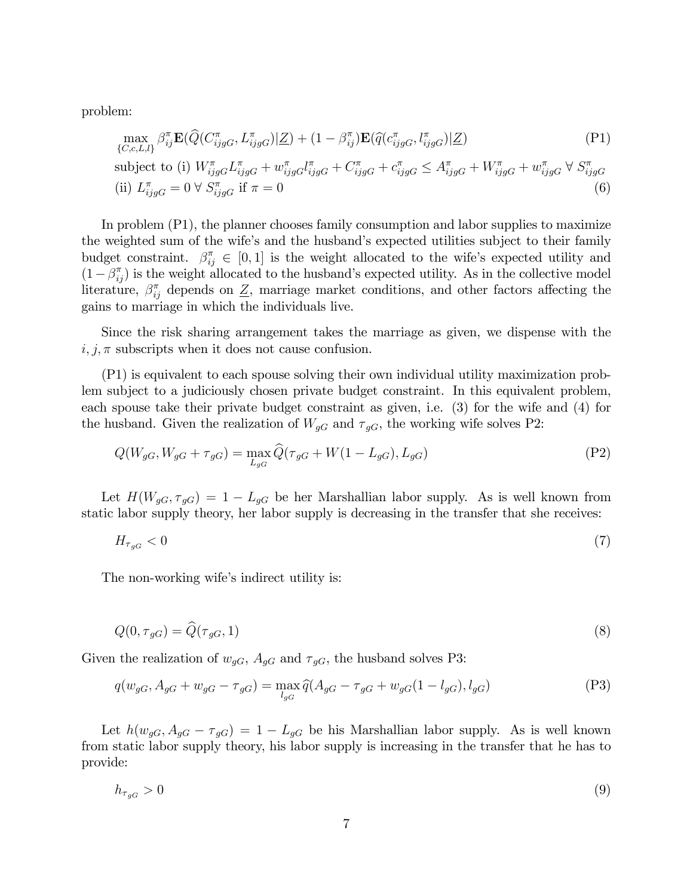problem:

$$\max_{\{C,c,L,l\}} \beta^{\pi}_{ij}\mathbf{E}(\widehat{Q}(C^{\pi}_{ijgG}, L^{\pi}_{ijgG})|\underline{Z}) + (1-\beta^{\pi}_{ij})\mathbf{E}(\widehat{q}(c^{\pi}_{ijgG}, l^{\pi}_{ijgG})|\underline{Z}) \tag{P1}$$

$$\text{subject to (i) } W^{\pi}_{ijgG}L^{\pi}_{ijgG} + w^{\pi}_{ijgG}l^{\pi}_{ijgG} + C^{\pi}_{ijgG} + c^{\pi}_{ijgG} \leq A^{\pi}_{ijgG} + W^{\pi}_{ijgG} + w^{\pi}_{ijgG} \ \forall \ S^{\pi}_{ijgG}$$

$$\text{(ii) } L^{\pi}_{ijgG} = 0 \ \forall \ S^{\pi}_{ijgG} \text{ if } \pi = 0 \tag{6}$$

In problem (P1), the planner chooses family consumption and labor supplies to maximize the weighted sum of the wife's and the husband's expected utilities subject to their family budget constraint. $\beta^{\pi}_{ij} \in [0,1]$ is the weight allocated to the wife's expected utility and $(1-\beta^{\pi}_{ij})$ is the weight allocated to the husband's expected utility. As in the collective model literature, $\beta^{\pi}_{ij}$ depends on $\underline{Z}$, marriage market conditions, and other factors affecting the gains to marriage in which the individuals live.

Since the risk sharing arrangement takes the marriage as given, we dispense with the $i, j, \pi$ subscripts when it does not cause confusion.

(P1) is equivalent to each spouse solving their own individual utility maximization problem subject to a judiciously chosen private budget constraint. In this equivalent problem, each spouse take their private budget constraint as given, i.e. (3) for the wife and (4) for the husband. Given the realization of $W_{gG}$ and $\tau_{gG}$, the working wife solves P2:

$$Q(W_{gG}, W_{gG} + \tau_{gG}) = \max_{L_{gG}} \widehat{Q}(\tau_{gG} + W(1 - L_{gG}), L_{gG}) \tag{P2}$$

Let $H(W_{gG}, \tau_{gG}) = 1 - L_{gG}$ be her Marshallian labor supply. As is well known from static labor supply theory, her labor supply is decreasing in the transfer that she receives:

$$H_{\tau_{gG}} < 0 \tag{7}$$

The non-working wife's indirect utility is:

$$Q(0, \tau_{gG}) = \widehat{Q}(\tau_{gG}, 1) \tag{8}$$

Given the realization of $w_{gG}$, $A_{gG}$ and $\tau_{gG}$, the husband solves P3:

$$q(w_{gG}, A_{gG} + w_{gG} - \tau_{gG}) = \max_{l_{gG}} \widehat{q}(A_{gG} - \tau_{gG} + w_{gG}(1 - l_{gG}), l_{gG}) \tag{P3}$$

Let $h(w_{gG}, A_{gG} - \tau_{gG}) = 1 - L_{gG}$ be his Marshallian labor supply. As is well known from static labor supply theory, his labor supply is increasing in the transfer that he has to provide:

$$h_{\tau_{gG}} > 0 \tag{9}$$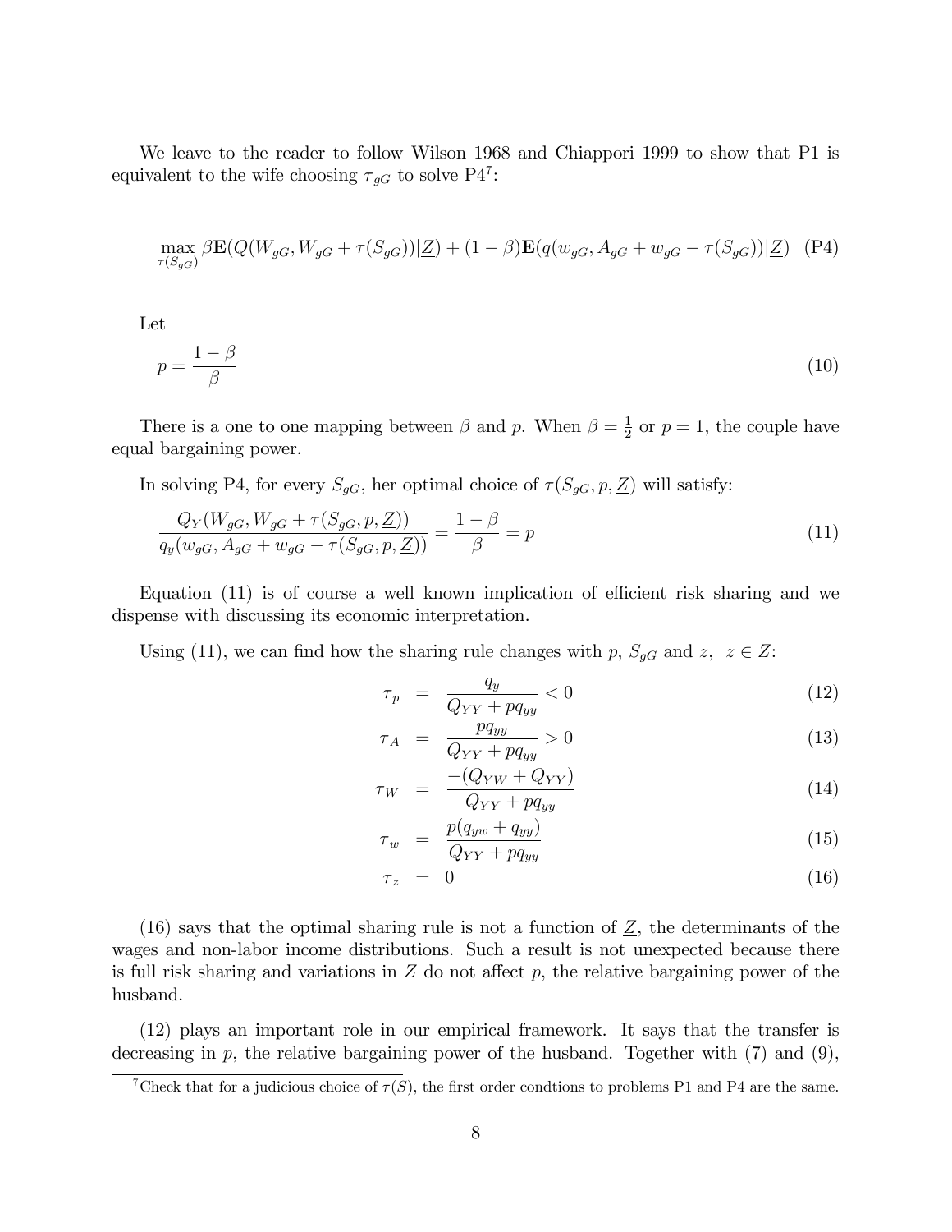We leave to the reader to follow Wilson 1968 and Chiappori 1999 to show that P1 is equivalent to the wife choosing $\tau_{gG}$ to solve P4[7]:

$$\max_{\tau(S_{gG})} \beta \mathbf{E}(Q(W_{gG}, W_{gG} + \tau(S_{gG}))|\underline{Z}) + (1-\beta)\mathbf{E}(q(w_{gG}, A_{gG} + w_{gG} - \tau(S_{gG}))|\underline{Z}) \quad \text{(P4)}$$

Let

$$p = \frac{1-\beta}{\beta} \tag{10}$$

There is a one to one mapping between $\beta$ and $p$. When $\beta = \frac{1}{2}$ or $p = 1$, the couple have equal bargaining power.

In solving P4, for every $S_{gG}$, her optimal choice of $\tau(S_{gG}, p, \underline{Z})$ will satisfy:

$$\frac{Q_Y(W_{gG}, W_{gG} + \tau(S_{gG}, p, \underline{Z}))}{q_y(w_{gG}, A_{gG} + w_{gG} - \tau(S_{gG}, p, \underline{Z}))} = \frac{1-\beta}{\beta} = p \tag{11}$$

Equation (11) is of course a well known implication of efficient risk sharing and we dispense with discussing its economic interpretation.

Using (11), we can find how the sharing rule changes with $p$, $S_{gG}$ and $z$, $z \in \underline{Z}$:

$$\tau_p = \frac{q_y}{Q_{YY} + pq_{yy}} < 0 \tag{12}$$

$$\tau_A = \frac{pq_{yy}}{Q_{YY} + pq_{yy}} > 0 \tag{13}$$

$$\tau_W = \frac{-(Q_{YW} + Q_{YY})}{Q_{YY} + pq_{yy}} \tag{14}$$

$$\tau_w = \frac{p(q_{yw} + q_{yy})}{Q_{YY} + pq_{yy}} \tag{15}$$

$$\tau_z = 0 \tag{16}$$

(16) says that the optimal sharing rule is not a function of $\underline{Z}$, the determinants of the wages and non-labor income distributions. Such a result is not unexpected because there is full risk sharing and variations in $\underline{Z}$ do not affect $p$, the relative bargaining power of the husband.

(12) plays an important role in our empirical framework. It says that the transfer is decreasing in $p$, the relative bargaining power of the husband. Together with (7) and (9),

[7] Check that for a judicious choice of $\tau(S)$, the first order condtions to problems P1 and P4 are the same.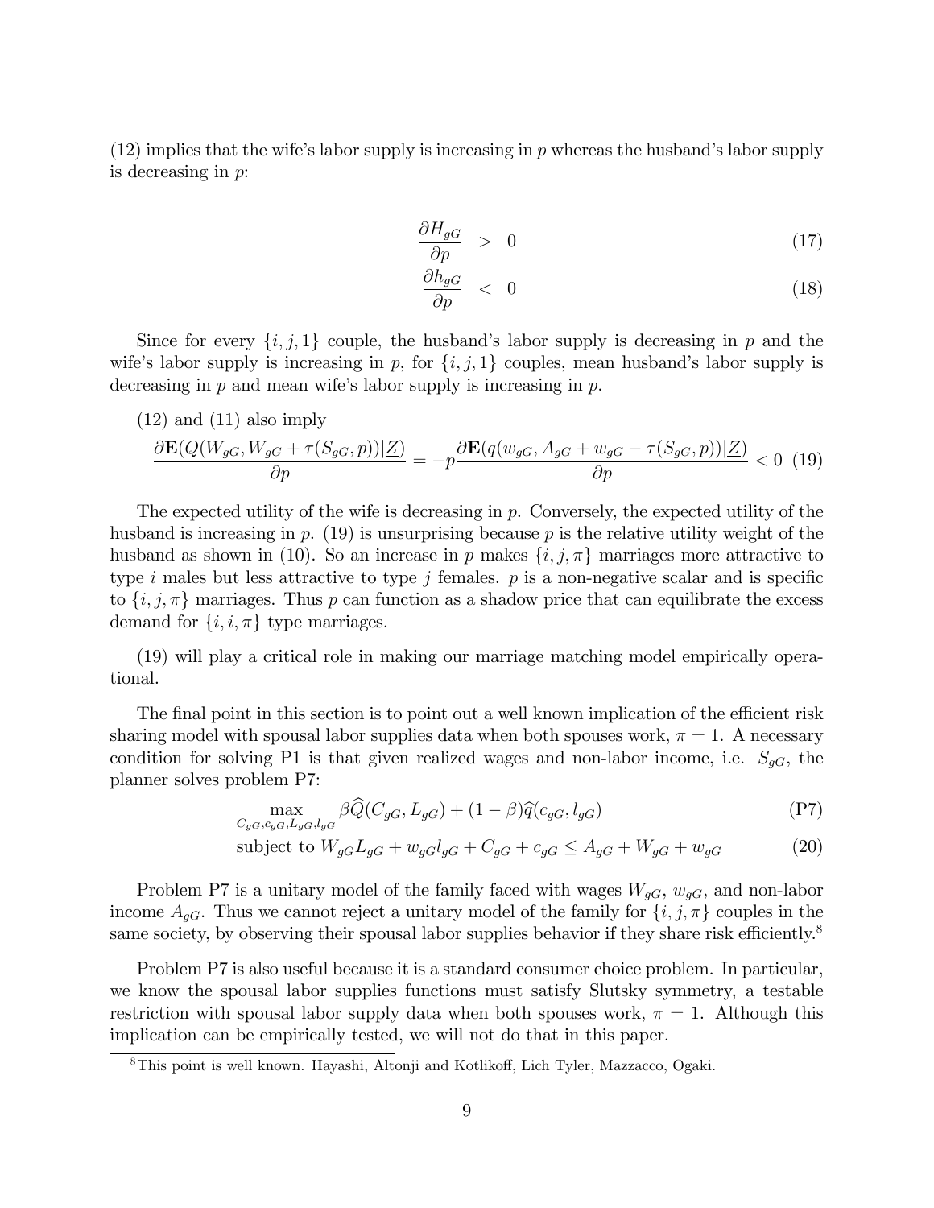(12) implies that the wife's labor supply is increasing in $p$ whereas the husband's labor supply is decreasing in $p$:

$$\frac{\partial H_{gG}}{\partial p} > 0 \tag{17}$$

$$\frac{\partial h_{gG}}{\partial p} < 0 \tag{18}$$

Since for every $\{i, j, 1\}$ couple, the husband's labor supply is decreasing in $p$ and the wife's labor supply is increasing in $p$, for $\{i, j, 1\}$ couples, mean husband's labor supply is decreasing in $p$ and mean wife's labor supply is increasing in $p$.

(12) and (11) also imply

$$\frac{\partial \mathbf{E}(Q(W_{gG}, W_{gG} + \tau(S_{gG}, p))|\underline{Z})}{\partial p} = -p\frac{\partial \mathbf{E}(q(w_{gG}, A_{gG} + w_{gG} - \tau(S_{gG}, p))|\underline{Z})}{\partial p} < 0 \tag{19}$$

The expected utility of the wife is decreasing in $p$. Conversely, the expected utility of the husband is increasing in $p$. (19) is unsurprising because $p$ is the relative utility weight of the husband as shown in (10). So an increase in $p$ makes $\{i, j, \pi\}$ marriages more attractive to type $i$ males but less attractive to type $j$ females. $p$ is a non-negative scalar and is specific to $\{i, j, \pi\}$ marriages. Thus $p$ can function as a shadow price that can equilibrate the excess demand for $\{i, i, \pi\}$ type marriages.

(19) will play a critical role in making our marriage matching model empirically operational.

The final point in this section is to point out a well known implication of the efficient risk sharing model with spousal labor supplies data when both spouses work, $\pi = 1$. A necessary condition for solving P1 is that given realized wages and non-labor income, i.e. $S_{gG}$, the planner solves problem P7:

$$\max_{C_{gG}, c_{gG}, L_{gG}, l_{gG}} \beta\widehat{Q}(C_{gG}, L_{gG}) + (1-\beta)\widehat{q}(c_{gG}, l_{gG}) \tag{P7}$$

$$\text{subject to } W_{gG}L_{gG} + w_{gG}l_{gG} + C_{gG} + c_{gG} \leq A_{gG} + W_{gG} + w_{gG} \tag{20}$$

Problem P7 is a unitary model of the family faced with wages $W_{gG}$, $w_{gG}$, and non-labor income $A_{gG}$. Thus we cannot reject a unitary model of the family for $\{i, j, \pi\}$ couples in the same society, by observing their spousal labor supplies behavior if they share risk efficiently.[8]

Problem P7 is also useful because it is a standard consumer choice problem. In particular, we know the spousal labor supplies functions must satisfy Slutsky symmetry, a testable restriction with spousal labor supply data when both spouses work, $\pi = 1$. Although this implication can be empirically tested, we will not do that in this paper.

[8]This point is well known. Hayashi, Altonji and Kotlikoff, Lich Tyler, Mazzacco, Ogaki.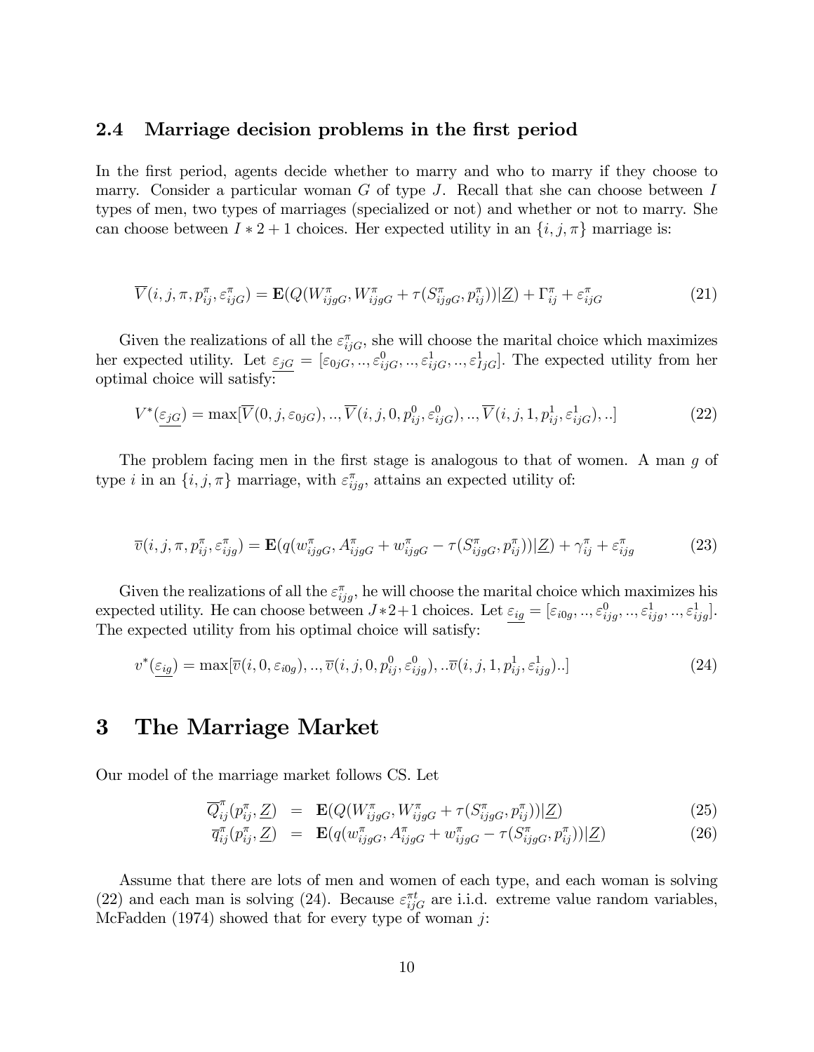### 2.4 Marriage decision problems in the first period

In the first period, agents decide whether to marry and who to marry if they choose to marry. Consider a particular woman $G$ of type $J$. Recall that she can choose between $I$ types of men, two types of marriages (specialized or not) and whether or not to marry. She can choose between $I * 2 + 1$ choices. Her expected utility in an $\{i, j, \pi\}$ marriage is:

$$\overline{V}(i, j, \pi, p^{\pi}_{ij}, \varepsilon^{\pi}_{ijG}) = \mathbf{E}(Q(W^{\pi}_{ijgG}, W^{\pi}_{ijgG} + \tau(S^{\pi}_{ijgG}, p^{\pi}_{ij}))|\underline{Z}) + \Gamma^{\pi}_{ij} + \varepsilon^{\pi}_{ijG} \tag{21}$$

Given the realizations of all the $\varepsilon^{\pi}_{ijG}$, she will choose the marital choice which maximizes her expected utility. Let $\underline{\varepsilon_{jG}} = [\varepsilon_{0jG}, .., \varepsilon^{0}_{ijG}, .., \varepsilon^{1}_{ijG}, .., \varepsilon^{1}_{IjG}]$. The expected utility from her optimal choice will satisfy:

$$V^{*}(\underline{\varepsilon_{jG}}) = \max[\overline{V}(0, j, \varepsilon_{0jG}), .., \overline{V}(i, j, 0, p^{0}_{ij}, \varepsilon^{0}_{ijG}), .., \overline{V}(i, j, 1, p^{1}_{ij}, \varepsilon^{1}_{ijG}), ..] \tag{22}$$

The problem facing men in the first stage is analogous to that of women. A man $g$ of type $i$ in an $\{i, j, \pi\}$ marriage, with $\varepsilon^{\pi}_{ijg}$, attains an expected utility of:

$$\overline{v}(i, j, \pi, p^{\pi}_{ij}, \varepsilon^{\pi}_{ijg}) = \mathbf{E}(q(w^{\pi}_{ijgG}, A^{\pi}_{ijgG} + w^{\pi}_{ijgG} - \tau(S^{\pi}_{ijgG}, p^{\pi}_{ij}))|\underline{Z}) + \gamma^{\pi}_{ij} + \varepsilon^{\pi}_{ijg} \tag{23}$$

Given the realizations of all the $\varepsilon^{\pi}_{ijg}$, he will choose the marital choice which maximizes his expected utility. He can choose between $J * 2 + 1$ choices. Let $\underline{\varepsilon_{ig}} = [\varepsilon_{i0g}, .., \varepsilon^{0}_{ijg}, .., \varepsilon^{1}_{ijg}, .., \varepsilon^{1}_{ijg}]$. The expected utility from his optimal choice will satisfy:

$$v^{*}(\underline{\varepsilon_{ig}}) = \max[\overline{v}(i, 0, \varepsilon_{i0g}), .., \overline{v}(i, j, 0, p^{0}_{ij}, \varepsilon^{0}_{ijg}), ..\overline{v}(i, j, 1, p^{1}_{ij}, \varepsilon^{1}_{ijg})..] \tag{24}$$

# 3 The Marriage Market

Our model of the marriage market follows CS. Let

$$\overline{Q}^{\pi}_{ij}(p^{\pi}_{ij}, \underline{Z}) = \mathbf{E}(Q(W^{\pi}_{ijgG}, W^{\pi}_{ijgG} + \tau(S^{\pi}_{ijgG}, p^{\pi}_{ij}))|\underline{Z}) \tag{25}$$

$$\overline{q}^{\pi}_{ij}(p^{\pi}_{ij}, \underline{Z}) = \mathbf{E}(q(w^{\pi}_{ijgG}, A^{\pi}_{ijgG} + w^{\pi}_{ijgG} - \tau(S^{\pi}_{ijgG}, p^{\pi}_{ij}))|\underline{Z}) \tag{26}$$

Assume that there are lots of men and women of each type, and each woman is solving (22) and each man is solving (24). Because $\varepsilon^{\pi t}_{ijG}$ are i.i.d. extreme value random variables, McFadden (1974) showed that for every type of woman $j$: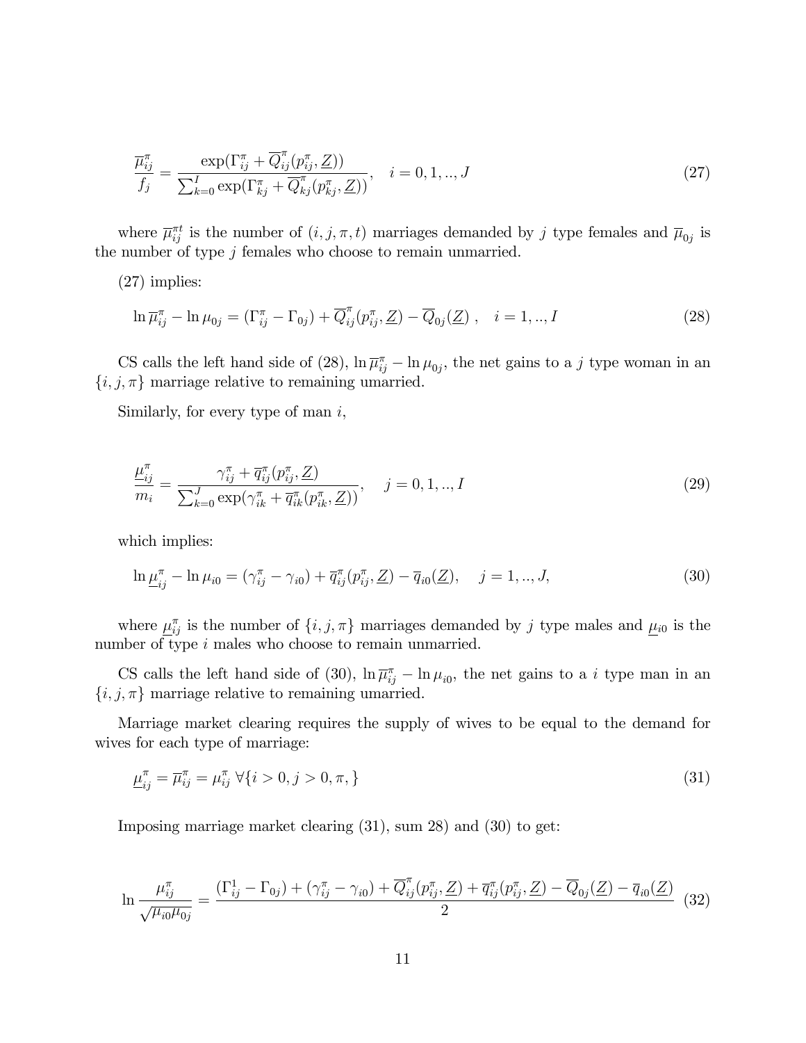$$\frac{\overline{\mu}_{ij}^{\pi}}{f_j} = \frac{\exp(\Gamma_{ij}^{\pi} + \overline{Q}_{ij}^{\pi}(p_{ij}^{\pi}, \underline{Z}))}{\sum_{k=0}^{I} \exp(\Gamma_{kj}^{\pi} + \overline{Q}_{kj}^{\pi}(p_{kj}^{\pi}, \underline{Z}))}, \quad i = 0, 1, .., J \tag{27}$$

where $\overline{\mu}_{ij}^{\pi t}$ is the number of $(i, j, \pi, t)$ marriages demanded by $j$ type females and $\overline{\mu}_{0j}$ is the number of type $j$ females who choose to remain unmarried.

(27) implies:

$$\ln \overline{\mu}_{ij}^{\pi} - \ln \mu_{0j} = (\Gamma_{ij}^{\pi} - \Gamma_{0j}) + \overline{Q}_{ij}^{\pi}(p_{ij}^{\pi}, \underline{Z}) - \overline{Q}_{0j}(\underline{Z}) \ , \quad i = 1, .., I \tag{28}$$

CS calls the left hand side of (28), $\ln \overline{\mu}_{ij}^{\pi} - \ln \mu_{0j}$, the net gains to a $j$ type woman in an $\{i, j, \pi\}$ marriage relative to remaining umarried.

Similarly, for every type of man $i$,

$$\frac{\underline{\mu}_{ij}^{\pi}}{m_i} = \frac{\gamma_{ij}^{\pi} + \overline{q}_{ij}^{\pi}(p_{ij}^{\pi}, \underline{Z})}{\sum_{k=0}^{J} \exp(\gamma_{ik}^{\pi} + \overline{q}_{ik}^{\pi}(p_{ik}^{\pi}, \underline{Z}))}, \quad j = 0, 1, .., I \tag{29}$$

which implies:

$$\ln \underline{\mu}_{ij}^{\pi} - \ln \mu_{i0} = (\gamma_{ij}^{\pi} - \gamma_{i0}) + \overline{q}_{ij}^{\pi}(p_{ij}^{\pi}, \underline{Z}) - \overline{q}_{i0}(\underline{Z}), \quad j = 1, .., J, \tag{30}$$

where $\underline{\mu}_{ij}^{\pi}$ is the number of $\{i, j, \pi\}$ marriages demanded by $j$ type males and $\underline{\mu}_{i0}$ is the number of type $i$ males who choose to remain unmarried.

CS calls the left hand side of (30), $\ln \overline{\mu}_{ij}^{\pi} - \ln \mu_{i0}$, the net gains to a $i$ type man in an $\{i, j, \pi\}$ marriage relative to remaining umarried.

Marriage market clearing requires the supply of wives to be equal to the demand for wives for each type of marriage:

$$\underline{\mu}_{ij}^{\pi} = \overline{\mu}_{ij}^{\pi} = \mu_{ij}^{\pi} \ \forall \{i > 0, j > 0, \pi, \} \tag{31}$$

Imposing marriage market clearing (31), sum 28) and (30) to get:

$$\ln \frac{\mu_{ij}^{\pi}}{\sqrt{\mu_{i0}\mu_{0j}}} = \frac{(\Gamma_{ij}^{1} - \Gamma_{0j}) + (\gamma_{ij}^{\pi} - \gamma_{i0}) + \overline{Q}_{ij}^{\pi}(p_{ij}^{\pi}, \underline{Z}) + \overline{q}_{ij}^{\pi}(p_{ij}^{\pi}, \underline{Z}) - \overline{Q}_{0j}(\underline{Z}) - \overline{q}_{i0}(\underline{Z})}{2} \tag{32}$$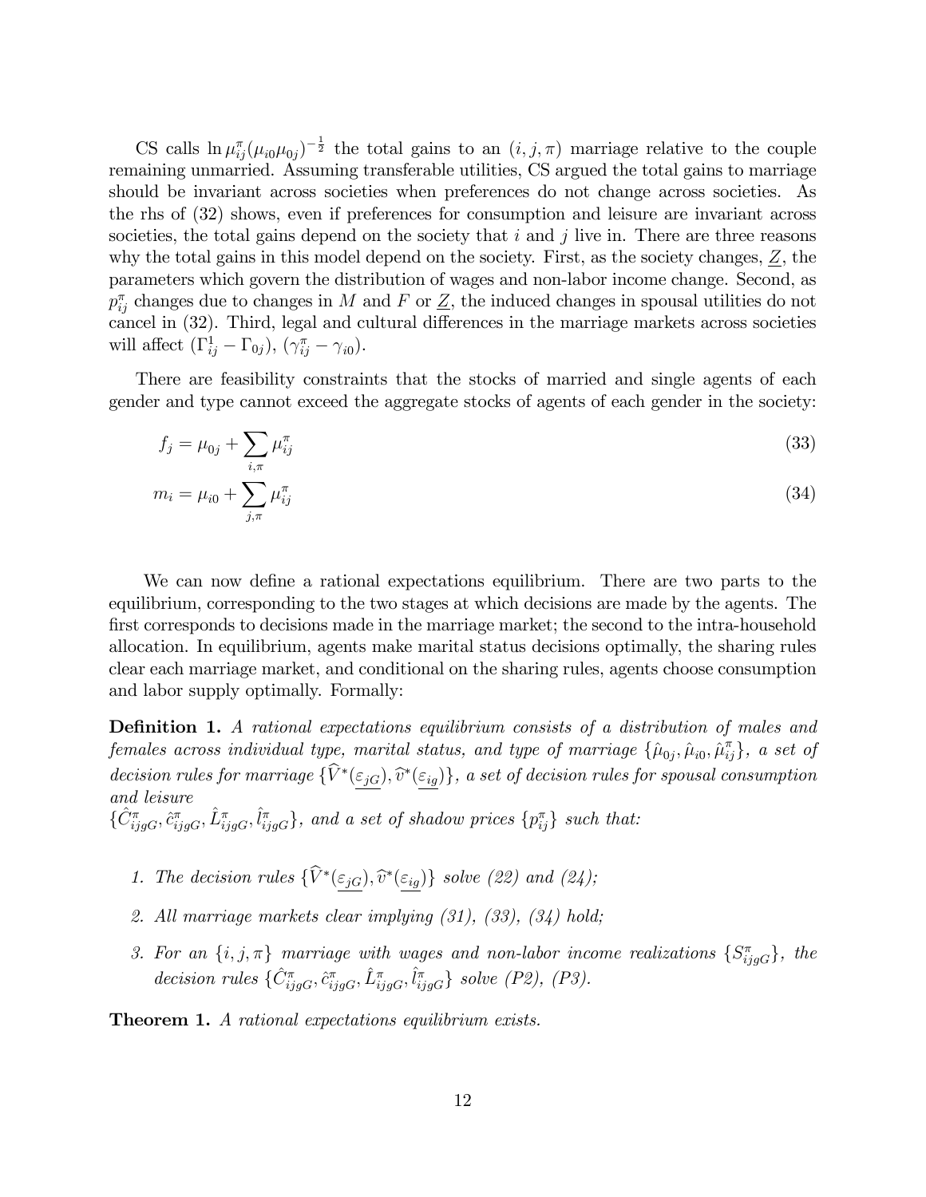CS calls $\ln \mu_{ij}^{\pi}(\mu_{i0}\mu_{0j})^{-\frac{1}{2}}$ the total gains to an $(i, j, \pi)$ marriage relative to the couple remaining unmarried. Assuming transferable utilities, CS argued the total gains to marriage should be invariant across societies when preferences do not change across societies. As the rhs of (32) shows, even if preferences for consumption and leisure are invariant across societies, the total gains depend on the society that $i$ and $j$ live in. There are three reasons why the total gains in this model depend on the society. First, as the society changes, $\underline{Z}$, the parameters which govern the distribution of wages and non-labor income change. Second, as $p_{ij}^{\pi}$ changes due to changes in $M$ and $F$ or $\underline{Z}$, the induced changes in spousal utilities do not cancel in (32). Third, legal and cultural differences in the marriage markets across societies will affect $(\Gamma_{ij}^{1} - \Gamma_{0j})$, $(\gamma_{ij}^{\pi} - \gamma_{i0})$.

There are feasibility constraints that the stocks of married and single agents of each gender and type cannot exceed the aggregate stocks of agents of each gender in the society:

$$f_j = \mu_{0j} + \sum_{i,\pi} \mu_{ij}^{\pi} \tag{33}$$

$$m_i = \mu_{i0} + \sum_{j,\pi} \mu_{ij}^{\pi} \tag{34}$$

We can now define a rational expectations equilibrium. There are two parts to the equilibrium, corresponding to the two stages at which decisions are made by the agents. The first corresponds to decisions made in the marriage market; the second to the intra-household allocation. In equilibrium, agents make marital status decisions optimally, the sharing rules clear each marriage market, and conditional on the sharing rules, agents choose consumption and labor supply optimally. Formally:

**Definition 1.** *A rational expectations equilibrium consists of a distribution of males and females across individual type, marital status, and type of marriage $\{\hat{\mu}_{0j}, \hat{\mu}_{i0}, \hat{\mu}_{ij}^{\pi}\}$, a set of decision rules for marriage $\{\widehat{V}^{*}(\underline{\varepsilon_{jG}}), \widehat{v}^{*}(\underline{\varepsilon_{ig}})\}$, a set of decision rules for spousal consumption and leisure $\{\hat{C}_{ijgG}^{\pi}, \hat{c}_{ijgG}^{\pi}, \hat{L}_{ijgG}^{\pi}, \hat{l}_{ijgG}^{\pi}\}$, and a set of shadow prices $\{p_{ij}^{\pi}\}$ such that:*

1. *The decision rules $\{\widehat{V}^{*}(\underline{\varepsilon_{jG}}), \widehat{v}^{*}(\underline{\varepsilon_{ig}})\}$ solve (22) and (24);*
2. *All marriage markets clear implying (31), (33), (34) hold;*
3. *For an $\{i, j, \pi\}$ marriage with wages and non-labor income realizations $\{S_{ijgG}^{\pi}\}$, the decision rules $\{\hat{C}_{ijgG}^{\pi}, \hat{c}_{ijgG}^{\pi}, \hat{L}_{ijgG}^{\pi}, \hat{l}_{ijgG}^{\pi}\}$ solve (P2), (P3).*

**Theorem 1.** *A rational expectations equilibrium exists.*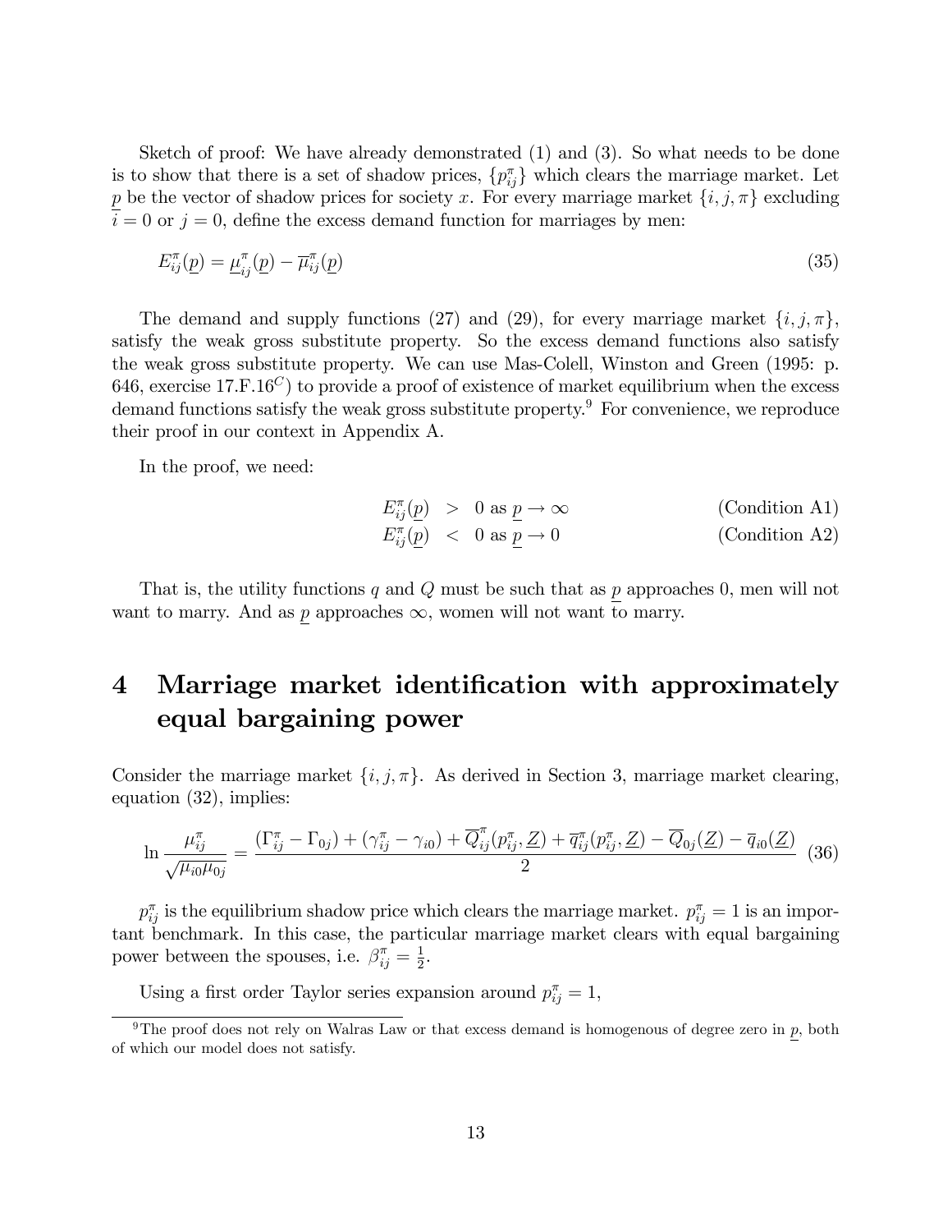Sketch of proof: We have already demonstrated (1) and (3). So what needs to be done is to show that there is a set of shadow prices, $\{p_{ij}^{\pi}\}$ which clears the marriage market. Let $\underline{p}$ be the vector of shadow prices for society $x$. For every marriage market $\{i, j, \pi\}$ excluding $i = 0$ or $j = 0$, define the excess demand function for marriages by men:

$$E_{ij}^{\pi}(\underline{p}) = \underline{\mu}_{ij}^{\pi}(\underline{p}) - \overline{\mu}_{ij}^{\pi}(\underline{p}) \tag{35}$$

The demand and supply functions (27) and (29), for every marriage market $\{i, j, \pi\}$, satisfy the weak gross substitute property. So the excess demand functions also satisfy the weak gross substitute property. We can use Mas-Colell, Winston and Green (1995: p. 646, exercise 17.F.16$^{C}$) to provide a proof of existence of market equilibrium when the excess demand functions satisfy the weak gross substitute property.[9] For convenience, we reproduce their proof in our context in Appendix A.

In the proof, we need:

$$E_{ij}^{\pi}(\underline{p}) > 0 \text{ as } \underline{p} \to \infty \qquad \text{(Condition A1)}$$

$$E_{ij}^{\pi}(\underline{p}) < 0 \text{ as } \underline{p} \to 0 \qquad \text{(Condition A2)}$$

That is, the utility functions $q$ and $Q$ must be such that as $\underline{p}$ approaches 0, men will not want to marry. And as $\underline{p}$ approaches $\infty$, women will not want to marry.

# 4 Marriage market identification with approximately equal bargaining power

Consider the marriage market $\{i, j, \pi\}$. As derived in Section 3, marriage market clearing, equation (32), implies:

$$\ln \frac{\mu_{ij}^{\pi}}{\sqrt{\mu_{i0}\mu_{0j}}} = \frac{(\Gamma_{ij}^{\pi} - \Gamma_{0j}) + (\gamma_{ij}^{\pi} - \gamma_{i0}) + \overline{Q}_{ij}^{\pi}(p_{ij}^{\pi}, \underline{Z}) + \overline{q}_{ij}^{\pi}(p_{ij}^{\pi}, \underline{Z}) - \overline{Q}_{0j}(\underline{Z}) - \overline{q}_{i0}(\underline{Z})}{2} \tag{36}$$

$p_{ij}^{\pi}$ is the equilibrium shadow price which clears the marriage market. $p_{ij}^{\pi} = 1$ is an important benchmark. In this case, the particular marriage market clears with equal bargaining power between the spouses, i.e. $\beta_{ij}^{\pi} = \frac{1}{2}$.

Using a first order Taylor series expansion around $p_{ij}^{\pi} = 1$,

[9] The proof does not rely on Walras Law or that excess demand is homogenous of degree zero in $\underline{p}$, both of which our model does not satisfy.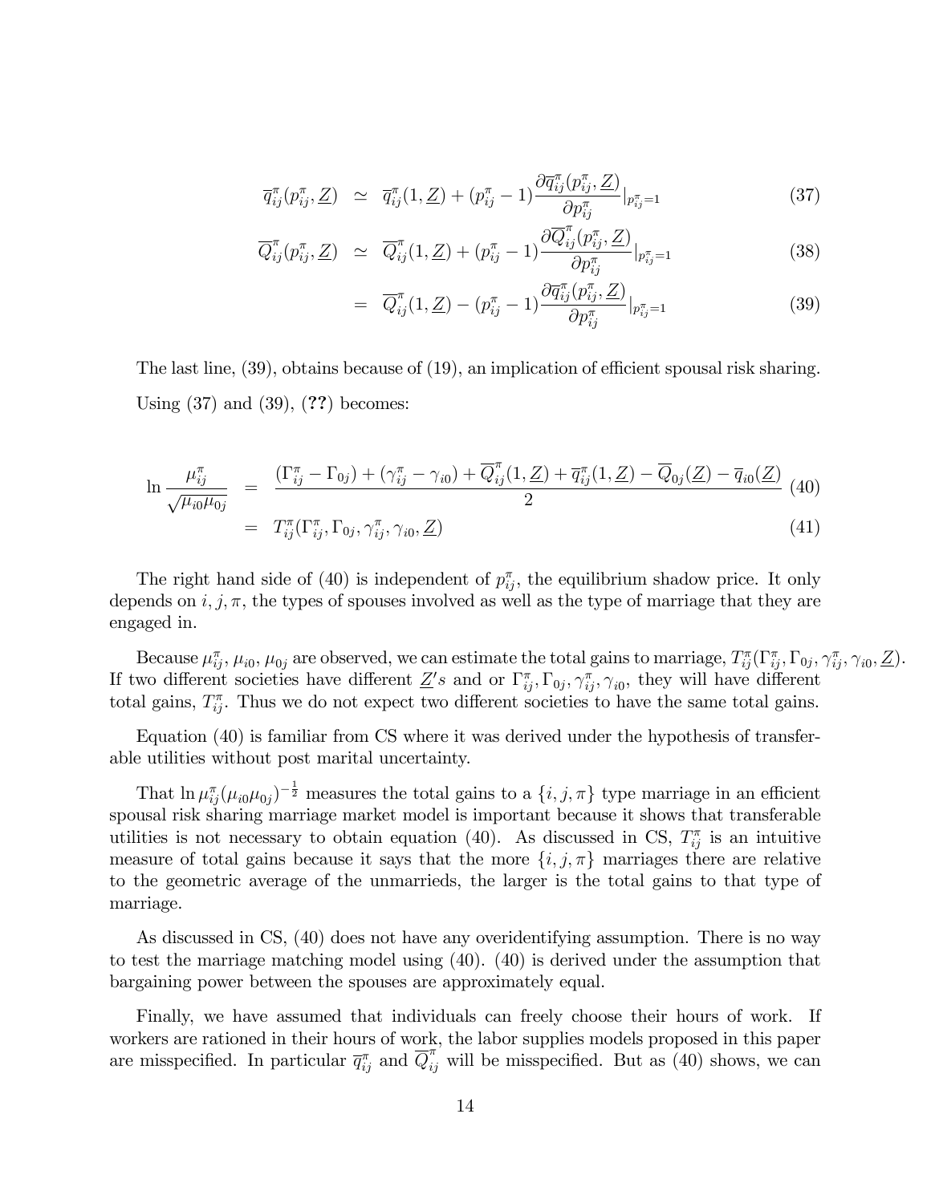$$\overline{q}_{ij}^{\pi}(p_{ij}^{\pi}, \underline{Z}) \simeq \overline{q}_{ij}^{\pi}(1, \underline{Z}) + (p_{ij}^{\pi} - 1)\frac{\partial \overline{q}_{ij}^{\pi}(p_{ij}^{\pi}, \underline{Z})}{\partial p_{ij}^{\pi}}|_{p_{ij}^{\pi}=1} \tag{37}$$

$$\overline{Q}_{ij}^{\pi}(p_{ij}^{\pi}, \underline{Z}) \simeq \overline{Q}_{ij}^{\pi}(1, \underline{Z}) + (p_{ij}^{\pi} - 1)\frac{\partial \overline{Q}_{ij}^{\pi}(p_{ij}^{\pi}, \underline{Z})}{\partial p_{ij}^{\pi}}|_{p_{ij}^{\pi}=1} \tag{38}$$

$$= \overline{Q}_{ij}^{\pi}(1, \underline{Z}) - (p_{ij}^{\pi} - 1)\frac{\partial \overline{q}_{ij}^{\pi}(p_{ij}^{\pi}, \underline{Z})}{\partial p_{ij}^{\pi}}|_{p_{ij}^{\pi}=1} \tag{39}$$

The last line, (39), obtains because of (19), an implication of efficient spousal risk sharing. Using (37) and (39), (**??**) becomes:

$$\ln \frac{\mu_{ij}^{\pi}}{\sqrt{\mu_{i0}\mu_{0j}}} = \frac{(\Gamma_{ij}^{\pi} - \Gamma_{0j}) + (\gamma_{ij}^{\pi} - \gamma_{i0}) + \overline{Q}_{ij}^{\pi}(1, \underline{Z}) + \overline{q}_{ij}^{\pi}(1, \underline{Z}) - \overline{Q}_{0j}(\underline{Z}) - \overline{q}_{i0}(\underline{Z})}{2} \tag{40}$$

$$= T_{ij}^{\pi}(\Gamma_{ij}^{\pi}, \Gamma_{0j}, \gamma_{ij}^{\pi}, \gamma_{i0}, \underline{Z}) \tag{41}$$

The right hand side of (40) is independent of $p_{ij}^{\pi}$, the equilibrium shadow price. It only depends on $i, j, \pi$, the types of spouses involved as well as the type of marriage that they are engaged in.

Because $\mu_{ij}^{\pi}$, $\mu_{i0}$, $\mu_{0j}$ are observed, we can estimate the total gains to marriage, $T_{ij}^{\pi}(\Gamma_{ij}^{\pi}, \Gamma_{0j}, \gamma_{ij}^{\pi}, \gamma_{i0}, \underline{Z})$. If two different societies have different $\underline{Z}'s$ and or $\Gamma_{ij}^{\pi}, \Gamma_{0j}, \gamma_{ij}^{\pi}, \gamma_{i0}$, they will have different total gains, $T_{ij}^{\pi}$. Thus we do not expect two different societies to have the same total gains.

Equation (40) is familiar from CS where it was derived under the hypothesis of transferable utilities without post marital uncertainty.

That $\ln \mu_{ij}^{\pi}(\mu_{i0}\mu_{0j})^{-\frac{1}{2}}$ measures the total gains to a $\{i, j, \pi\}$ type marriage in an efficient spousal risk sharing marriage market model is important because it shows that transferable utilities is not necessary to obtain equation (40). As discussed in CS, $T_{ij}^{\pi}$ is an intuitive measure of total gains because it says that the more $\{i, j, \pi\}$ marriages there are relative to the geometric average of the unmarrieds, the larger is the total gains to that type of marriage.

As discussed in CS, (40) does not have any overidentifying assumption. There is no way to test the marriage matching model using (40). (40) is derived under the assumption that bargaining power between the spouses are approximately equal.

Finally, we have assumed that individuals can freely choose their hours of work. If workers are rationed in their hours of work, the labor supplies models proposed in this paper are misspecified. In particular $\overline{q}_{ij}^{\pi}$ and $\overline{Q}_{ij}^{\pi}$ will be misspecified. But as (40) shows, we can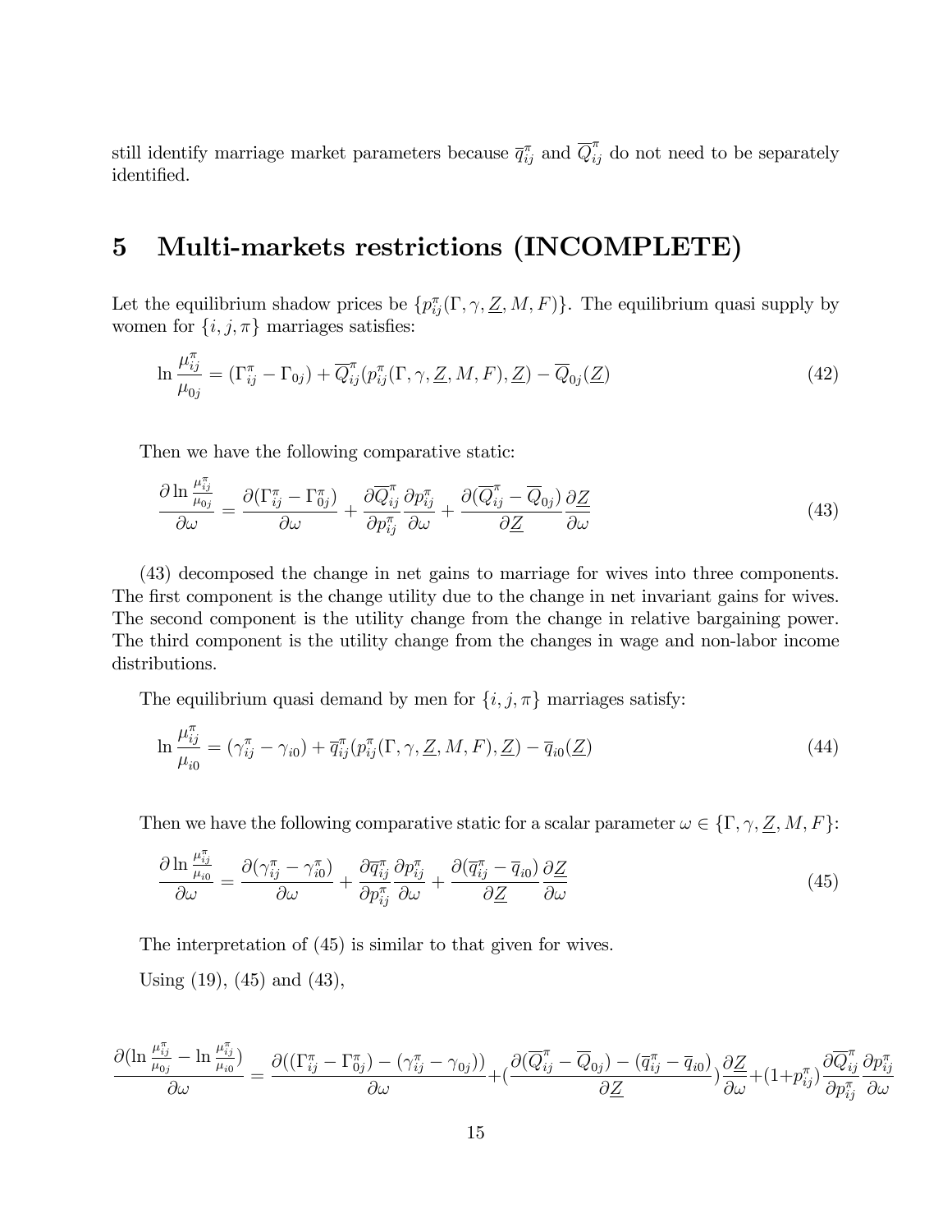still identify marriage market parameters because $\overline{q}_{ij}^{\pi}$ and $\overline{Q}_{ij}^{\pi}$ do not need to be separately identified.

# 5 Multi-markets restrictions (INCOMPLETE)

Let the equilibrium shadow prices be $\{p_{ij}^{\pi}(\Gamma, \gamma, \underline{Z}, M, F)\}$. The equilibrium quasi supply by women for $\{i, j, \pi\}$ marriages satisfies:

$$\ln \frac{\mu_{ij}^{\pi}}{\mu_{0j}} = (\Gamma_{ij}^{\pi} - \Gamma_{0j}) + \overline{Q}_{ij}^{\pi}(p_{ij}^{\pi}(\Gamma, \gamma, \underline{Z}, M, F), \underline{Z}) - \overline{Q}_{0j}(\underline{Z}) \tag{42}$$

Then we have the following comparative static:

$$\frac{\partial \ln \frac{\mu_{ij}^{\pi}}{\mu_{0j}}}{\partial \omega} = \frac{\partial(\Gamma_{ij}^{\pi} - \Gamma_{0j}^{\pi})}{\partial \omega} + \frac{\partial \overline{Q}_{ij}^{\pi}}{\partial p_{ij}^{\pi}} \frac{\partial p_{ij}^{\pi}}{\partial \omega} + \frac{\partial(\overline{Q}_{ij}^{\pi} - \overline{Q}_{0j})}{\partial \underline{Z}} \frac{\partial \underline{Z}}{\partial \omega} \tag{43}$$

(43) decomposed the change in net gains to marriage for wives into three components. The first component is the change utility due to the change in net invariant gains for wives. The second component is the utility change from the change in relative bargaining power. The third component is the utility change from the changes in wage and non-labor income distributions.

The equilibrium quasi demand by men for $\{i, j, \pi\}$ marriages satisfy:

$$\ln \frac{\mu_{ij}^{\pi}}{\mu_{i0}} = (\gamma_{ij}^{\pi} - \gamma_{i0}) + \overline{q}_{ij}^{\pi}(p_{ij}^{\pi}(\Gamma, \gamma, \underline{Z}, M, F), \underline{Z}) - \overline{q}_{i0}(\underline{Z}) \tag{44}$$

Then we have the following comparative static for a scalar parameter $\omega \in \{\Gamma, \gamma, \underline{Z}, M, F\}$:

$$\frac{\partial \ln \frac{\mu_{ij}^{\pi}}{\mu_{i0}}}{\partial \omega} = \frac{\partial(\gamma_{ij}^{\pi} - \gamma_{i0}^{\pi})}{\partial \omega} + \frac{\partial \overline{q}_{ij}^{\pi}}{\partial p_{ij}^{\pi}} \frac{\partial p_{ij}^{\pi}}{\partial \omega} + \frac{\partial(\overline{q}_{ij}^{\pi} - \overline{q}_{i0})}{\partial \underline{Z}} \frac{\partial \underline{Z}}{\partial \omega} \tag{45}$$

The interpretation of (45) is similar to that given for wives.

Using (19), (45) and (43),

$$\frac{\partial (\ln \frac{\mu_{ij}^{\pi}}{\mu_{0j}} - \ln \frac{\mu_{ij}^{\pi}}{\mu_{i0}})}{\partial \omega} = \frac{\partial((\Gamma_{ij}^{\pi} - \Gamma_{0j}^{\pi}) - (\gamma_{ij}^{\pi} - \gamma_{0j}))}{\partial \omega} + (\frac{\partial(\overline{Q}_{ij}^{\pi} - \overline{Q}_{0j}) - (\overline{q}_{ij}^{\pi} - \overline{q}_{i0})}{\partial \underline{Z}}) \frac{\partial \underline{Z}}{\partial \omega} + (1 + p_{ij}^{\pi}) \frac{\partial \overline{Q}_{ij}^{\pi}}{\partial p_{ij}^{\pi}} \frac{\partial p_{ij}^{\pi}}{\partial \omega}$$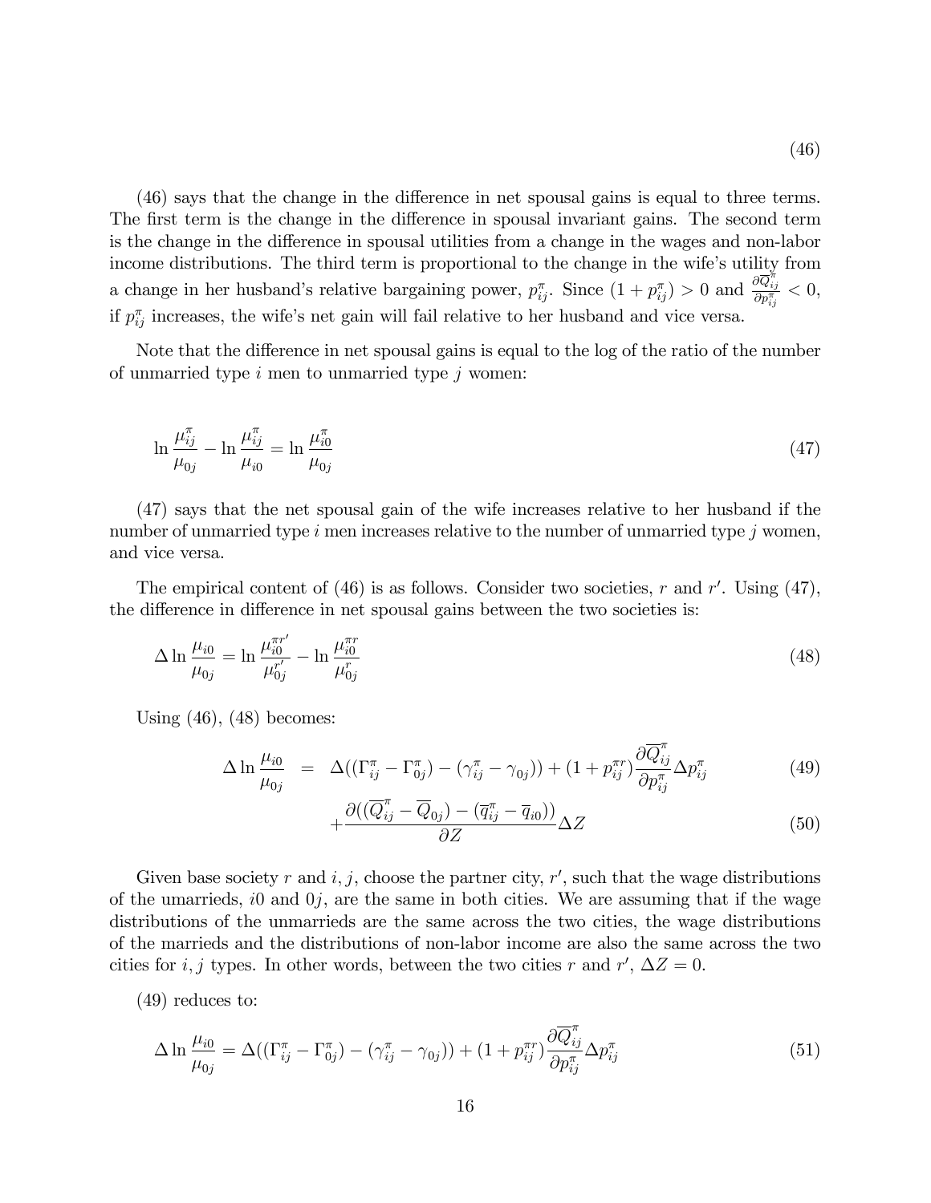$$(46)$$

(46) says that the change in the difference in net spousal gains is equal to three terms. The first term is the change in the difference in spousal invariant gains. The second term is the change in the difference in spousal utilities from a change in the wages and non-labor income distributions. The third term is proportional to the change in the wife's utility from a change in her husband's relative bargaining power, $p^{\pi}_{ij}$. Since $(1 + p^{\pi}_{ij}) > 0$ and $\frac{\partial \overline{Q}^{\pi}_{ij}}{\partial p^{\pi}_{ij}} < 0$, if $p^{\pi}_{ij}$ increases, the wife's net gain will fail relative to her husband and vice versa.

Note that the difference in net spousal gains is equal to the log of the ratio of the number of unmarried type $i$ men to unmarried type $j$ women:

$$\ln \frac{\mu^{\pi}_{ij}}{\mu_{0j}} - \ln \frac{\mu^{\pi}_{ij}}{\mu_{i0}} = \ln \frac{\mu^{\pi}_{i0}}{\mu_{0j}} \tag{47}$$

(47) says that the net spousal gain of the wife increases relative to her husband if the number of unmarried type $i$ men increases relative to the number of unmarried type $j$ women, and vice versa.

The empirical content of (46) is as follows. Consider two societies, $r$ and $r'$. Using (47), the difference in difference in net spousal gains between the two societies is:

$$\Delta \ln \frac{\mu_{i0}}{\mu_{0j}} = \ln \frac{\mu^{\pi r'}_{i0}}{\mu^{r'}_{0j}} - \ln \frac{\mu^{\pi r}_{i0}}{\mu^{r}_{0j}} \tag{48}$$

Using (46), (48) becomes:

$$\Delta \ln \frac{\mu_{i0}}{\mu_{0j}} = \Delta((\Gamma^{\pi}_{ij} - \Gamma^{\pi}_{0j}) - (\gamma^{\pi}_{ij} - \gamma_{0j})) + (1 + p^{\pi r}_{ij}) \frac{\partial \overline{Q}^{\pi}_{ij}}{\partial p^{\pi}_{ij}} \Delta p^{\pi}_{ij} \tag{49}$$

$$+ \frac{\partial((\overline{Q}^{\pi}_{ij} - \overline{Q}_{0j}) - (\overline{q}^{\pi}_{ij} - \overline{q}_{i0}))}{\partial Z} \Delta Z \tag{50}$$

Given base society $r$ and $i, j$, choose the partner city, $r'$, such that the wage distributions of the umarrieds, $i0$ and $0j$, are the same in both cities. We are assuming that if the wage distributions of the unmarrieds are the same across the two cities, the wage distributions of the marrieds and the distributions of non-labor income are also the same across the two cities for $i, j$ types. In other words, between the two cities $r$ and $r'$, $\Delta Z = 0$.

(49) reduces to:

$$\Delta \ln \frac{\mu_{i0}}{\mu_{0j}} = \Delta((\Gamma^{\pi}_{ij} - \Gamma^{\pi}_{0j}) - (\gamma^{\pi}_{ij} - \gamma_{0j})) + (1 + p^{\pi r}_{ij}) \frac{\partial \overline{Q}^{\pi}_{ij}}{\partial p^{\pi}_{ij}} \Delta p^{\pi}_{ij} \tag{51}$$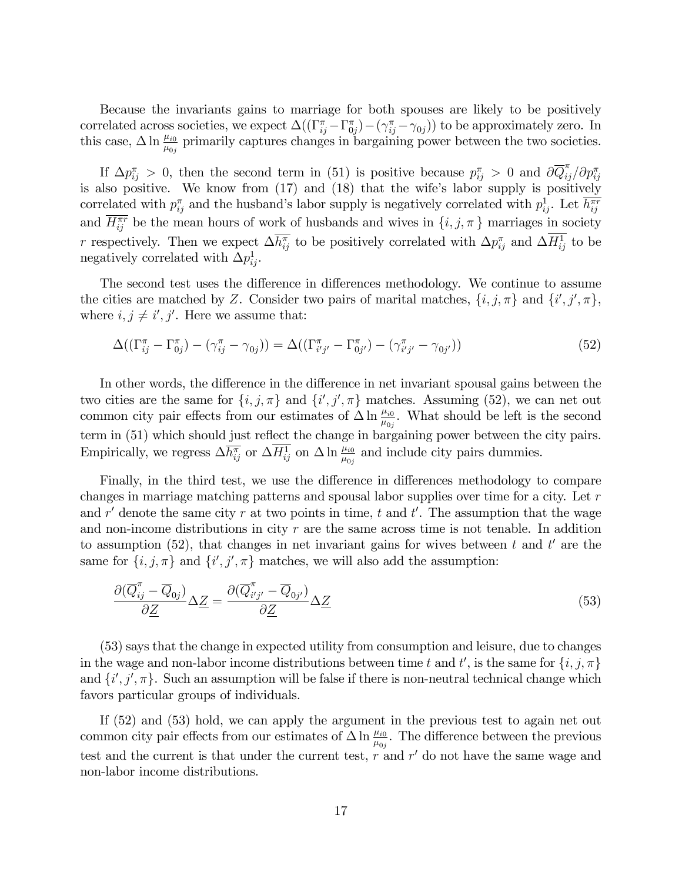Because the invariants gains to marriage for both spouses are likely to be positively correlated across societies, we expect $\Delta((\Gamma^{\pi}_{ij} - \Gamma^{\pi}_{0j}) - (\gamma^{\pi}_{ij} - \gamma_{0j}))$ to be approximately zero. In this case, $\Delta \ln \frac{\mu_{i0}}{\mu_{0j}}$ primarily captures changes in bargaining power between the two societies.

If $\Delta p^{\pi}_{ij} > 0$, then the second term in (51) is positive because $p^{\pi}_{ij} > 0$ and $\partial \overline{Q}^{\pi}_{ij} / \partial p^{\pi}_{ij}$ is also positive. We know from (17) and (18) that the wife's labor supply is positively correlated with $p^{\pi}_{ij}$ and the husband's labor supply is negatively correlated with $p^{1}_{ij}$. Let $\overline{h^{\pi r}_{ij}}$ and $\overline{H^{\pi r}_{ij}}$ be the mean hours of work of husbands and wives in $\{i, j, \pi\}$ marriages in society $r$ respectively. Then we expect $\Delta \overline{h^{\pi}_{ij}}$ to be positively correlated with $\Delta p^{\pi}_{ij}$ and $\Delta \overline{H^{1}_{ij}}$ to be negatively correlated with $\Delta p^{1}_{ij}$.

The second test uses the difference in differences methodology. We continue to assume the cities are matched by $Z$. Consider two pairs of marital matches, $\{i, j, \pi\}$ and $\{i', j', \pi\}$, where $i, j \neq i', j'$. Here we assume that:

$$\Delta((\Gamma^{\pi}_{ij} - \Gamma^{\pi}_{0j}) - (\gamma^{\pi}_{ij} - \gamma_{0j})) = \Delta((\Gamma^{\pi}_{i'j'} - \Gamma^{\pi}_{0j'}) - (\gamma^{\pi}_{i'j'} - \gamma_{0j'})) \tag{52}$$

In other words, the difference in the difference in net invariant spousal gains between the two cities are the same for $\{i, j, \pi\}$ and $\{i', j', \pi\}$ matches. Assuming (52), we can net out common city pair effects from our estimates of $\Delta \ln \frac{\mu_{i0}}{\mu_{0j}}$. What should be left is the second term in (51) which should just reflect the change in bargaining power between the city pairs. Empirically, we regress $\Delta \overline{h^{\pi}_{ij}}$ or $\Delta \overline{H^{1}_{ij}}$ on $\Delta \ln \frac{\mu_{i0}}{\mu_{0j}}$ and include city pairs dummies.

Finally, in the third test, we use the difference in differences methodology to compare changes in marriage matching patterns and spousal labor supplies over time for a city. Let $r$ and $r'$ denote the same city $r$ at two points in time, $t$ and $t'$. The assumption that the wage and non-income distributions in city $r$ are the same across time is not tenable. In addition to assumption (52), that changes in net invariant gains for wives between $t$ and $t'$ are the same for $\{i, j, \pi\}$ and $\{i', j', \pi\}$ matches, we will also add the assumption:

$$\frac{\partial(\overline{Q}^{\pi}_{ij} - \overline{Q}_{0j})}{\partial \underline{Z}} \Delta \underline{Z} = \frac{\partial(\overline{Q}^{\pi}_{i'j'} - \overline{Q}_{0j'})}{\partial \underline{Z}} \Delta \underline{Z} \tag{53}$$

(53) says that the change in expected utility from consumption and leisure, due to changes in the wage and non-labor income distributions between time $t$ and $t'$, is the same for $\{i, j, \pi\}$ and $\{i', j', \pi\}$. Such an assumption will be false if there is non-neutral technical change which favors particular groups of individuals.

If (52) and (53) hold, we can apply the argument in the previous test to again net out common city pair effects from our estimates of $\Delta \ln \frac{\mu_{i0}}{\mu_{0j}}$. The difference between the previous test and the current is that under the current test, $r$ and $r'$ do not have the same wage and non-labor income distributions.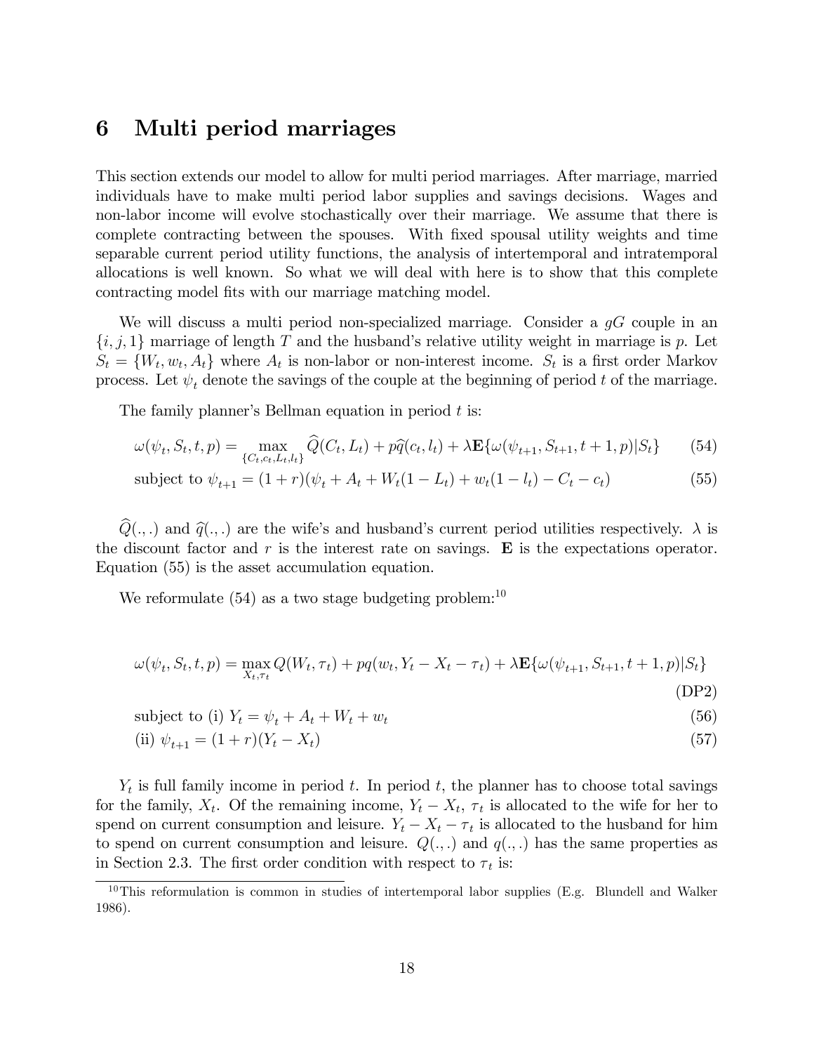# 6 Multi period marriages

This section extends our model to allow for multi period marriages. After marriage, married individuals have to make multi period labor supplies and savings decisions. Wages and non-labor income will evolve stochastically over their marriage. We assume that there is complete contracting between the spouses. With fixed spousal utility weights and time separable current period utility functions, the analysis of intertemporal and intratemporal allocations is well known. So what we will deal with here is to show that this complete contracting model fits with our marriage matching model.

We will discuss a multi period non-specialized marriage. Consider a $gG$ couple in an $\{i, j, 1\}$ marriage of length $T$ and the husband's relative utility weight in marriage is $p$. Let $S_t = \{W_t, w_t, A_t\}$ where $A_t$ is non-labor or non-interest income. $S_t$ is a first order Markov process. Let $\psi_t$ denote the savings of the couple at the beginning of period $t$ of the marriage.

The family planner's Bellman equation in period $t$ is:

$$\omega(\psi_t, S_t, t, p) = \max_{\{C_t, c_t, L_t, l_t\}} \widehat{Q}(C_t, L_t) + p\widehat{q}(c_t, l_t) + \lambda \mathbf{E}\{\omega(\psi_{t+1}, S_{t+1}, t+1, p)|S_t\} \tag{54}$$

$$\text{subject to } \psi_{t+1} = (1+r)(\psi_t + A_t + W_t(1-L_t) + w_t(1-l_t) - C_t - c_t) \tag{55}$$

$\widehat{Q}(.,.)$ and $\widehat{q}(.,.)$ are the wife's and husband's current period utilities respectively. $\lambda$ is the discount factor and $r$ is the interest rate on savings. $\mathbf{E}$ is the expectations operator. Equation (55) is the asset accumulation equation.

We reformulate (54) as a two stage budgeting problem:[10]

$$\omega(\psi_t, S_t, t, p) = \max_{X_t, \tau_t} Q(W_t, \tau_t) + pq(w_t, Y_t - X_t - \tau_t) + \lambda \mathbf{E}\{\omega(\psi_{t+1}, S_{t+1}, t+1, p)|S_t\} \tag{DP2}$$

$$\text{subject to (i) } Y_t = \psi_t + A_t + W_t + w_t \tag{56}$$

$$\text{(ii) } \psi_{t+1} = (1+r)(Y_t - X_t) \tag{57}$$

$Y_t$ is full family income in period $t$. In period $t$, the planner has to choose total savings for the family, $X_t$. Of the remaining income, $Y_t - X_t$, $\tau_t$ is allocated to the wife for her to spend on current consumption and leisure. $Y_t - X_t - \tau_t$ is allocated to the husband for him to spend on current consumption and leisure. $Q(.,.)$ and $q(.,.)$ has the same properties as in Section 2.3. The first order condition with respect to $\tau_t$ is:

[10] This reformulation is common in studies of intertemporal labor supplies (E.g. Blundell and Walker 1986).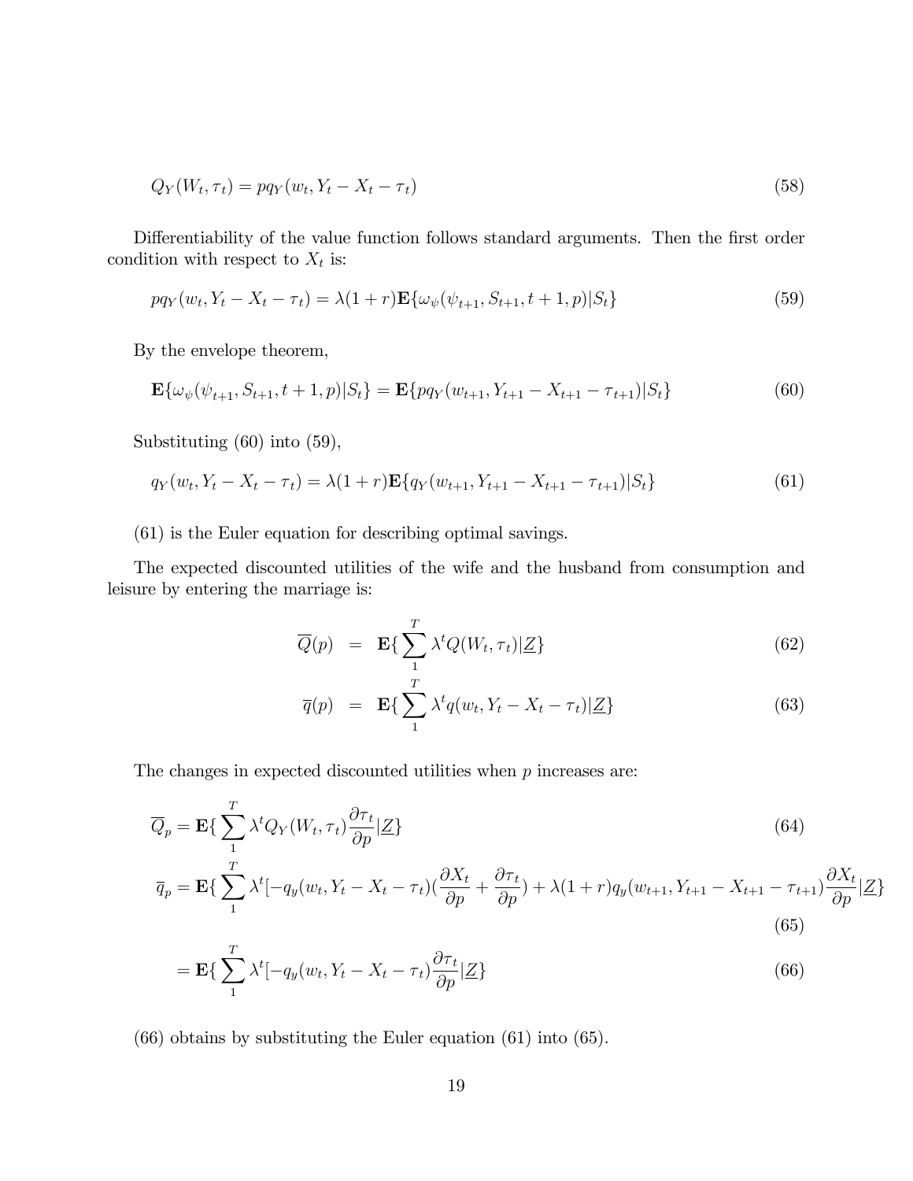$$Q_Y(W_t, \tau_t) = pq_Y(w_t, Y_t - X_t - \tau_t) \tag{58}$$

Differentiability of the value function follows standard arguments. Then the first order condition with respect to $X_t$ is:

$$pq_Y(w_t, Y_t - X_t - \tau_t) = \lambda(1+r)\mathbf{E}\{\omega_\psi(\psi_{t+1}, S_{t+1}, t+1, p)|S_t\} \tag{59}$$

By the envelope theorem,

$$\mathbf{E}\{\omega_\psi(\psi_{t+1}, S_{t+1}, t+1, p)|S_t\} = \mathbf{E}\{pq_Y(w_{t+1}, Y_{t+1} - X_{t+1} - \tau_{t+1})|S_t\} \tag{60}$$

Substituting (60) into (59),

$$q_Y(w_t, Y_t - X_t - \tau_t) = \lambda(1+r)\mathbf{E}\{q_Y(w_{t+1}, Y_{t+1} - X_{t+1} - \tau_{t+1})|S_t\} \tag{61}$$

(61) is the Euler equation for describing optimal savings.

The expected discounted utilities of the wife and the husband from consumption and leisure by entering the marriage is:

$$\overline{Q}(p) = \mathbf{E}\{\sum_1^T \lambda^t Q(W_t, \tau_t)|\underline{Z}\} \tag{62}$$

$$\overline{q}(p) = \mathbf{E}\{\sum_1^T \lambda^t q(w_t, Y_t - X_t - \tau_t)|\underline{Z}\} \tag{63}$$

The changes in expected discounted utilities when $p$ increases are:

$$\overline{Q}_p = \mathbf{E}\{\sum_1^T \lambda^t Q_Y(W_t, \tau_t)\frac{\partial \tau_t}{\partial p}|\underline{Z}\} \tag{64}$$

$$\overline{q}_p = \mathbf{E}\{\sum_1^T \lambda^t[-q_y(w_t, Y_t - X_t - \tau_t)(\frac{\partial X_t}{\partial p} + \frac{\partial \tau_t}{\partial p}) + \lambda(1+r)q_y(w_{t+1}, Y_{t+1} - X_{t+1} - \tau_{t+1})\frac{\partial X_t}{\partial p}|\underline{Z}\} \tag{65}$$

$$= \mathbf{E}\{\sum_1^T \lambda^t[-q_y(w_t, Y_t - X_t - \tau_t)\frac{\partial \tau_t}{\partial p}|\underline{Z}\} \tag{66}$$

(66) obtains by substituting the Euler equation (61) into (65).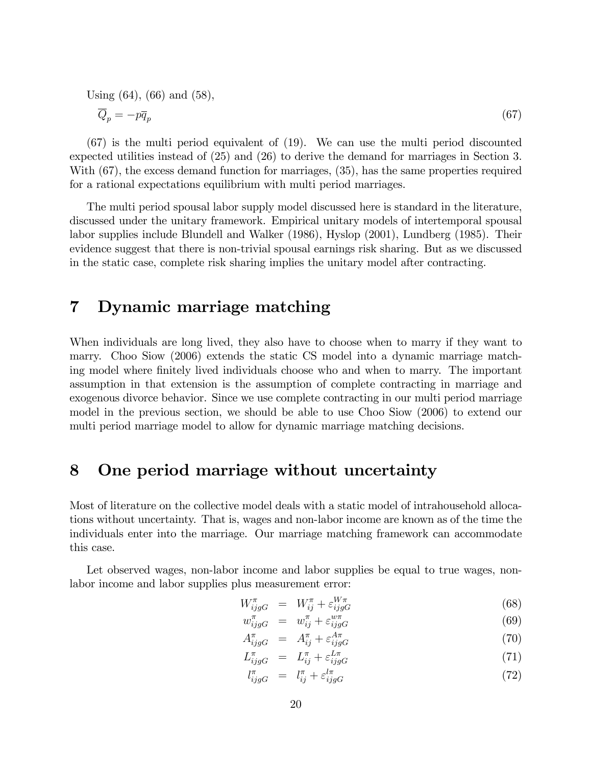Using (64), (66) and (58),

$$\overline{Q}_p = -p\overline{q}_p \tag{67}$$

(67) is the multi period equivalent of (19). We can use the multi period discounted expected utilities instead of (25) and (26) to derive the demand for marriages in Section 3. With (67), the excess demand function for marriages, (35), has the same properties required for a rational expectations equilibrium with multi period marriages.

The multi period spousal labor supply model discussed here is standard in the literature, discussed under the unitary framework. Empirical unitary models of intertemporal spousal labor supplies include Blundell and Walker (1986), Hyslop (2001), Lundberg (1985). Their evidence suggest that there is non-trivial spousal earnings risk sharing. But as we discussed in the static case, complete risk sharing implies the unitary model after contracting.

# 7 Dynamic marriage matching

When individuals are long lived, they also have to choose when to marry if they want to marry. Choo Siow (2006) extends the static CS model into a dynamic marriage matching model where finitely lived individuals choose who and when to marry. The important assumption in that extension is the assumption of complete contracting in marriage and exogenous divorce behavior. Since we use complete contracting in our multi period marriage model in the previous section, we should be able to use Choo Siow (2006) to extend our multi period marriage model to allow for dynamic marriage matching decisions.

# 8 One period marriage without uncertainty

Most of literature on the collective model deals with a static model of intrahousehold allocations without uncertainty. That is, wages and non-labor income are known as of the time the individuals enter into the marriage. Our marriage matching framework can accommodate this case.

Let observed wages, non-labor income and labor supplies be equal to true wages, non-labor income and labor supplies plus measurement error:

$$W^{\pi}_{ijgG} = W^{\pi}_{ij} + \varepsilon^{W\pi}_{ijgG} \tag{68}$$

$$w^{\pi}_{ijgG} = w^{\pi}_{ij} + \varepsilon^{w\pi}_{ijgG} \tag{69}$$

$$A^{\pi}_{ijgG} = A^{\pi}_{ij} + \varepsilon^{A\pi}_{ijgG} \tag{70}$$

$$L^{\pi}_{ijgG} = L^{\pi}_{ij} + \varepsilon^{L\pi}_{ijgG} \tag{71}$$

$$l^{\pi}_{ijgG} = l^{\pi}_{ij} + \varepsilon^{l\pi}_{ijgG} \tag{72}$$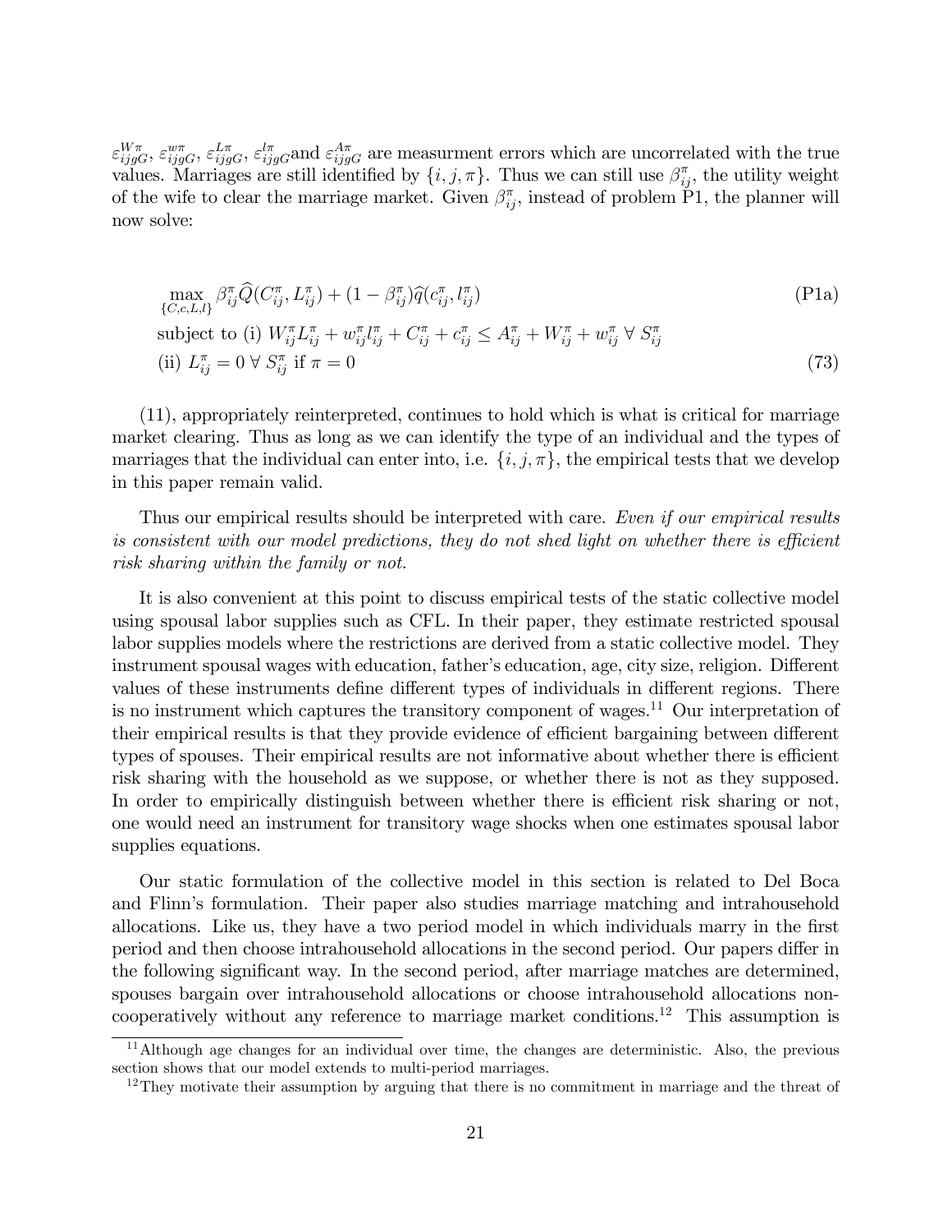$\varepsilon^{W\pi}_{ijgG}$, $\varepsilon^{w\pi}_{ijgG}$, $\varepsilon^{L\pi}_{ijgG}$, $\varepsilon^{l\pi}_{ijgG}$and $\varepsilon^{A\pi}_{ijgG}$ are measurment errors which are uncorrelated with the true values. Marriages are still identified by $\{i, j, \pi\}$. Thus we can still use $\beta^{\pi}_{ij}$, the utility weight of the wife to clear the marriage market. Given $\beta^{\pi}_{ij}$, instead of problem P1, the planner will now solve:

$$\max_{\{C,c,L,l\}} \beta^{\pi}_{ij}\widehat{Q}(C^{\pi}_{ij}, L^{\pi}_{ij}) + (1-\beta^{\pi}_{ij})\widehat{q}(c^{\pi}_{ij}, l^{\pi}_{ij}) \tag{P1a}$$

$$\text{subject to (i) } W^{\pi}_{ij}L^{\pi}_{ij} + w^{\pi}_{ij}l^{\pi}_{ij} + C^{\pi}_{ij} + c^{\pi}_{ij} \leq A^{\pi}_{ij} + W^{\pi}_{ij} + w^{\pi}_{ij} \ \forall \ S^{\pi}_{ij}$$

$$\text{(ii) } L^{\pi}_{ij} = 0 \ \forall \ S^{\pi}_{ij} \text{ if } \pi = 0 \tag{73}$$

(11), appropriately reinterpreted, continues to hold which is what is critical for marriage market clearing. Thus as long as we can identify the type of an individual and the types of marriages that the individual can enter into, i.e. $\{i, j, \pi\}$, the empirical tests that we develop in this paper remain valid.

Thus our empirical results should be interpreted with care. *Even if our empirical results is consistent with our model predictions, they do not shed light on whether there is efficient risk sharing within the family or not.*

It is also convenient at this point to discuss empirical tests of the static collective model using spousal labor supplies such as CFL. In their paper, they estimate restricted spousal labor supplies models where the restrictions are derived from a static collective model. They instrument spousal wages with education, father's education, age, city size, religion. Different values of these instruments define different types of individuals in different regions. There is no instrument which captures the transitory component of wages.[11] Our interpretation of their empirical results is that they provide evidence of efficient bargaining between different types of spouses. Their empirical results are not informative about whether there is efficient risk sharing with the household as we suppose, or whether there is not as they supposed. In order to empirically distinguish between whether there is efficient risk sharing or not, one would need an instrument for transitory wage shocks when one estimates spousal labor supplies equations.

Our static formulation of the collective model in this section is related to Del Boca and Flinn's formulation. Their paper also studies marriage matching and intrahousehold allocations. Like us, they have a two period model in which individuals marry in the first period and then choose intrahousehold allocations in the second period. Our papers differ in the following significant way. In the second period, after marriage matches are determined, spouses bargain over intrahousehold allocations or choose intrahousehold allocations non-cooperatively without any reference to marriage market conditions.[12] This assumption is

[11] Although age changes for an individual over time, the changes are deterministic. Also, the previous section shows that our model extends to multi-period marriages.

[12] They motivate their assumption by arguing that there is no commitment in marriage and the threat of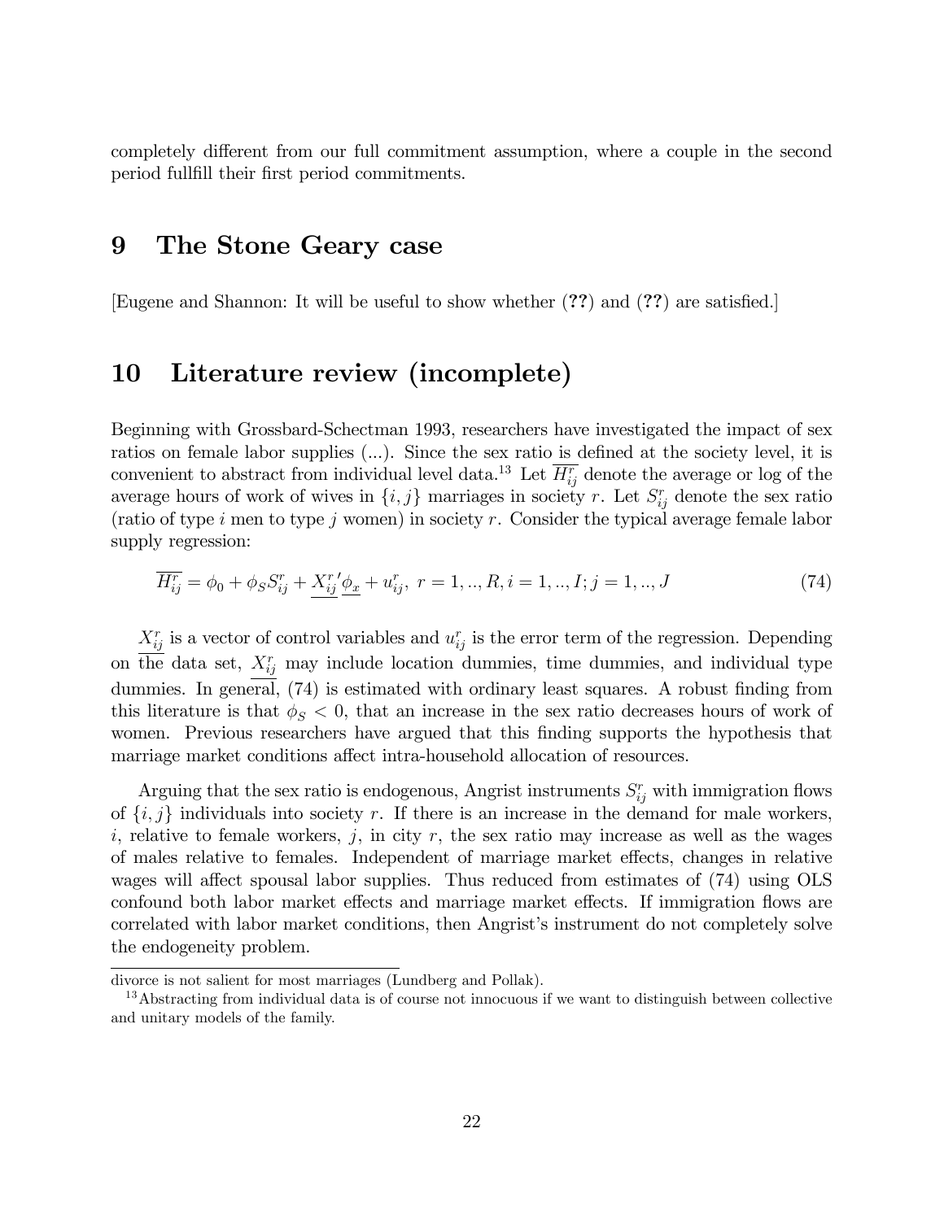completely different from our full commitment assumption, where a couple in the second period fullfill their first period commitments.

# 9 The Stone Geary case

[Eugene and Shannon: It will be useful to show whether (**??**) and (**??**) are satisfied.]

# 10 Literature review (incomplete)

Beginning with Grossbard-Schectman 1993, researchers have investigated the impact of sex ratios on female labor supplies (...). Since the sex ratio is defined at the society level, it is convenient to abstract from individual level data.[13] Let $\overline{H_{ij}^r}$ denote the average or log of the average hours of work of wives in $\{i, j\}$ marriages in society $r$. Let $S_{ij}^r$ denote the sex ratio (ratio of type $i$ men to type $j$ women) in society $r$. Consider the typical average female labor supply regression:

$$\overline{H_{ij}^r} = \phi_0 + \phi_S S_{ij}^r + \underline{X_{ij}^r}'\underline{\phi_x} + u_{ij}^r,\ r = 1, .., R, i = 1, .., I; j = 1, .., J \tag{74}$$

$\overline{X_{ij}^r}$ is a vector of control variables and $u_{ij}^r$ is the error term of the regression. Depending on the data set, $\underline{X_{ij}^r}$ may include location dummies, time dummies, and individual type dummies. In general, (74) is estimated with ordinary least squares. A robust finding from this literature is that $\phi_S < 0$, that an increase in the sex ratio decreases hours of work of women. Previous researchers have argued that this finding supports the hypothesis that marriage market conditions affect intra-household allocation of resources.

Arguing that the sex ratio is endogenous, Angrist instruments $S_{ij}^r$ with immigration flows of $\{i, j\}$ individuals into society $r$. If there is an increase in the demand for male workers, $i$, relative to female workers, $j$, in city $r$, the sex ratio may increase as well as the wages of males relative to females. Independent of marriage market effects, changes in relative wages will affect spousal labor supplies. Thus reduced from estimates of (74) using OLS confound both labor market effects and marriage market effects. If immigration flows are correlated with labor market conditions, then Angrist's instrument do not completely solve the endogeneity problem.

---

divorce is not salient for most marriages (Lundberg and Pollak).

[13] Abstracting from individual data is of course not innocuous if we want to distinguish between collective and unitary models of the family.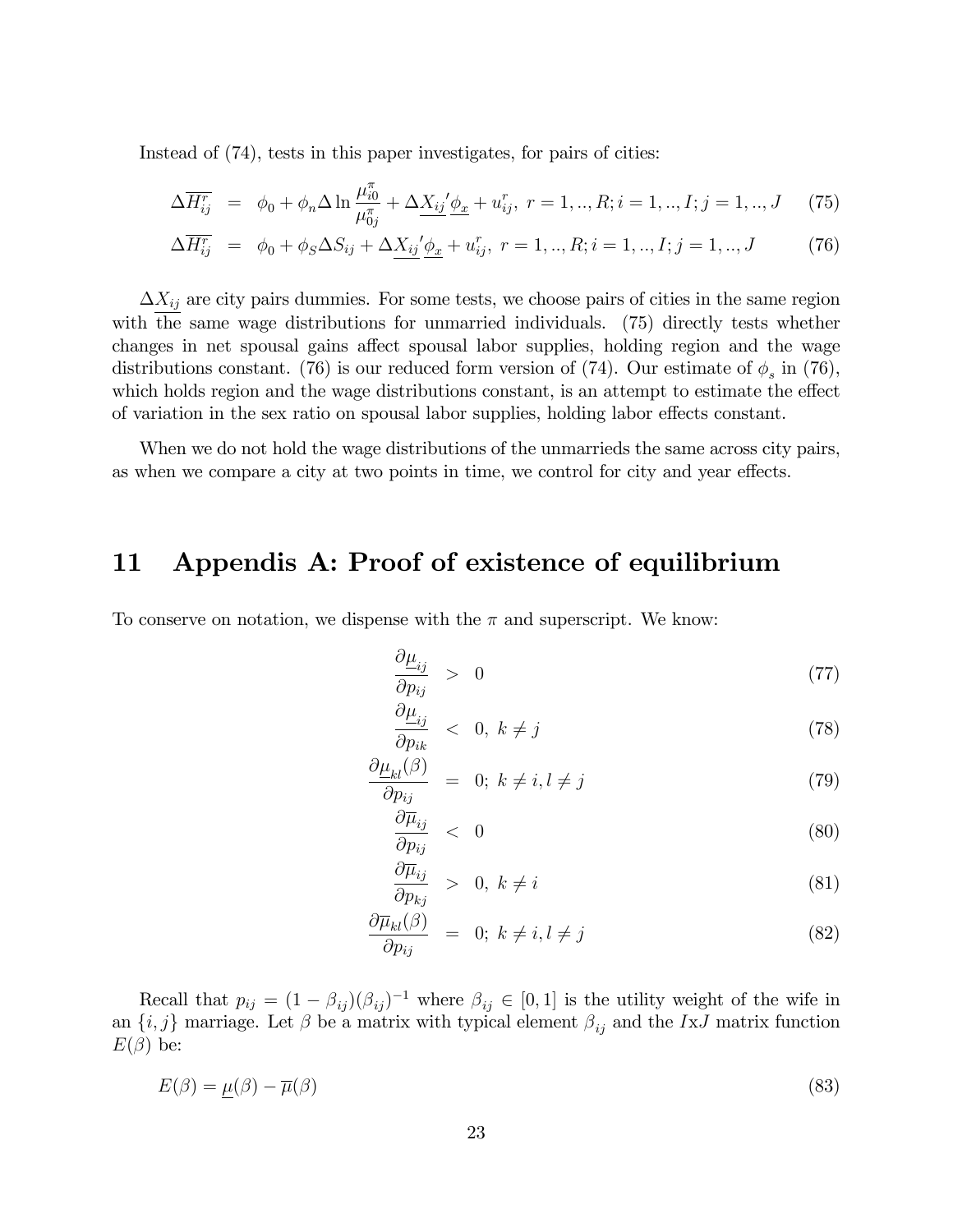Instead of (74), tests in this paper investigates, for pairs of cities:

$$\Delta\overline{H_{ij}^r} = \phi_0 + \phi_n \Delta \ln \frac{\mu_{i0}^\pi}{\mu_{0j}^\pi} + \Delta\underline{X_{ij}}'\underline{\phi_x} + u_{ij}^r,\ r = 1,..,R; i = 1,..,I; j = 1,..,J \tag{75}$$

$$\Delta\overline{H_{ij}^r} = \phi_0 + \phi_S \Delta S_{ij} + \Delta\underline{X_{ij}}'\underline{\phi_x} + u_{ij}^r,\ r = 1,..,R; i = 1,..,I; j = 1,..,J \tag{76}$$

$\Delta\underline{X_{ij}}$ are city pairs dummies. For some tests, we choose pairs of cities in the same region with the same wage distributions for unmarried individuals. (75) directly tests whether changes in net spousal gains affect spousal labor supplies, holding region and the wage distributions constant. (76) is our reduced form version of (74). Our estimate of $\phi_s$ in (76), which holds region and the wage distributions constant, is an attempt to estimate the effect of variation in the sex ratio on spousal labor supplies, holding labor effects constant.

When we do not hold the wage distributions of the unmarrieds the same across city pairs, as when we compare a city at two points in time, we control for city and year effects.

# 11 Appendis A: Proof of existence of equilibrium

To conserve on notation, we dispense with the $\pi$ and superscript. We know:

$$\frac{\partial \underline{\mu}_{ij}}{\partial p_{ij}} > 0 \tag{77}$$

$$\frac{\partial \underline{\mu}_{ij}}{\partial p_{ik}} < 0,\ k \neq j \tag{78}$$

$$\frac{\partial \underline{\mu}_{kl}(\beta)}{\partial p_{ij}} = 0;\ k \neq i, l \neq j \tag{79}$$

$$\frac{\partial \overline{\mu}_{ij}}{\partial p_{ij}} < 0 \tag{80}$$

$$\frac{\partial \overline{\mu}_{ij}}{\partial p_{kj}} > 0,\ k \neq i \tag{81}$$

$$\frac{\partial \overline{\mu}_{kl}(\beta)}{\partial p_{ij}} = 0;\ k \neq i, l \neq j \tag{82}$$

Recall that $p_{ij} = (1 - \beta_{ij})(\beta_{ij})^{-1}$ where $\beta_{ij} \in [0, 1]$ is the utility weight of the wife in an $\{i, j\}$ marriage. Let $\beta$ be a matrix with typical element $\beta_{ij}$ and the $I$x$J$ matrix function $E(\beta)$ be:

$$E(\beta) = \underline{\mu}(\beta) - \overline{\mu}(\beta) \tag{83}$$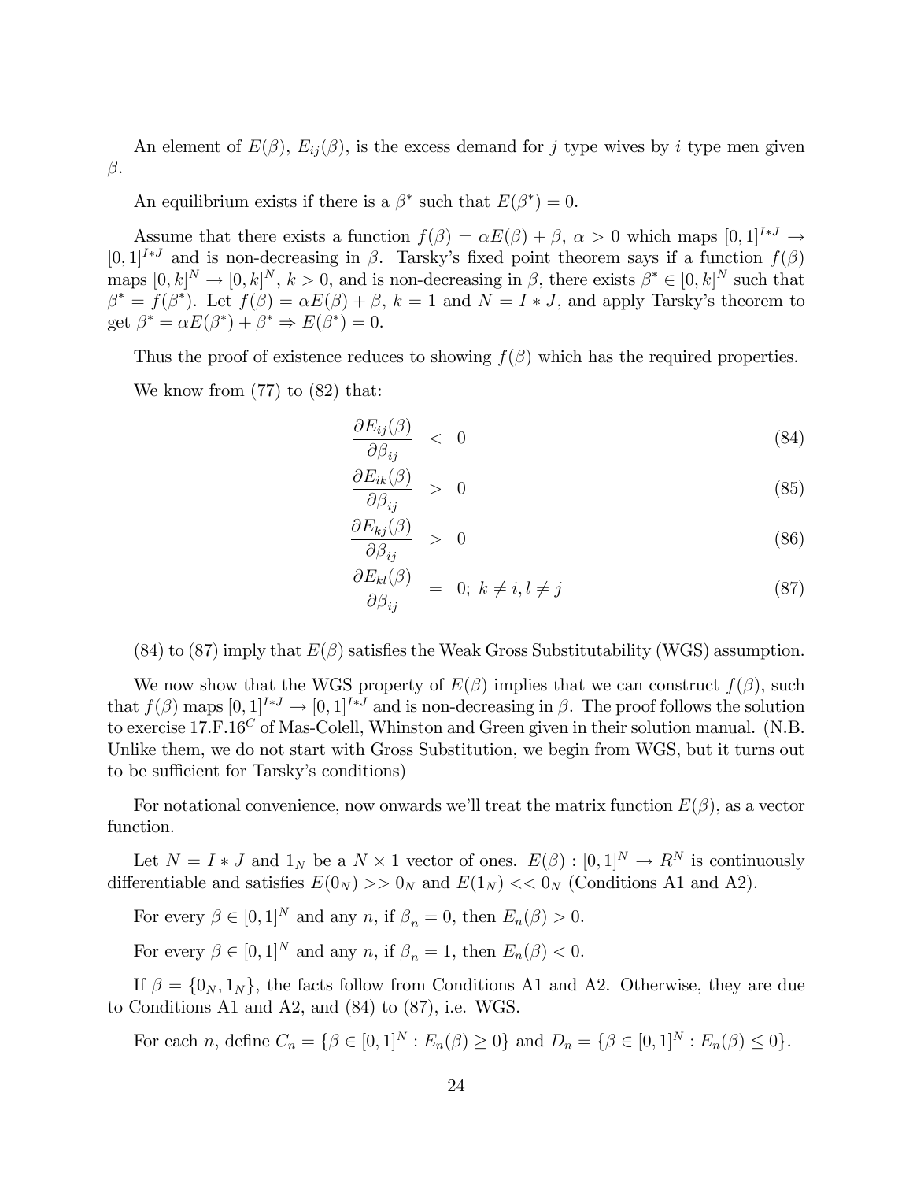An element of $E(\beta)$, $E_{ij}(\beta)$, is the excess demand for $j$ type wives by $i$ type men given $\beta$.

An equilibrium exists if there is a $\beta^*$ such that $E(\beta^*) = 0$.

Assume that there exists a function $f(\beta) = \alpha E(\beta) + \beta$, $\alpha > 0$ which maps $[0,1]^{I*J} \to [0,1]^{I*J}$ and is non-decreasing in $\beta$. Tarsky's fixed point theorem says if a function $f(\beta)$ maps $[0,k]^N \to [0,k]^N$, $k > 0$, and is non-decreasing in $\beta$, there exists $\beta^* \in [0,k]^N$ such that $\beta^* = f(\beta^*)$. Let $f(\beta) = \alpha E(\beta) + \beta$, $k = 1$ and $N = I * J$, and apply Tarsky's theorem to get $\beta^* = \alpha E(\beta^*) + \beta^* \Rightarrow E(\beta^*) = 0$.

Thus the proof of existence reduces to showing $f(\beta)$ which has the required properties.

We know from (77) to (82) that:

$$\frac{\partial E_{ij}(\beta)}{\partial \beta_{ij}} < 0 \tag{84}$$

$$\frac{\partial E_{ik}(\beta)}{\partial \beta_{ij}} > 0 \tag{85}$$

$$\frac{\partial E_{kj}(\beta)}{\partial \beta_{ij}} > 0 \tag{86}$$

$$\frac{\partial E_{kl}(\beta)}{\partial \beta_{ij}} = 0; \; k \neq i, l \neq j \tag{87}$$

(84) to (87) imply that $E(\beta)$ satisfies the Weak Gross Substitutability (WGS) assumption.

We now show that the WGS property of $E(\beta)$ implies that we can construct $f(\beta)$, such that $f(\beta)$ maps $[0,1]^{I*J} \to [0,1]^{I*J}$ and is non-decreasing in $\beta$. The proof follows the solution to exercise 17.F.16$^C$ of Mas-Colell, Whinston and Green given in their solution manual. (N.B. Unlike them, we do not start with Gross Substitution, we begin from WGS, but it turns out to be sufficient for Tarsky's conditions)

For notational convenience, now onwards we'll treat the matrix function $E(\beta)$, as a vector function.

Let $N = I * J$ and $1_N$ be a $N \times 1$ vector of ones. $E(\beta) : [0,1]^N \to R^N$ is continuously differentiable and satisfies $E(0_N) >> 0_N$ and $E(1_N) << 0_N$ (Conditions A1 and A2).

For every $\beta \in [0,1]^N$ and any $n$, if $\beta_n = 0$, then $E_n(\beta) > 0$.

For every $\beta \in [0,1]^N$ and any $n$, if $\beta_n = 1$, then $E_n(\beta) < 0$.

If $\beta = \{0_N, 1_N\}$, the facts follow from Conditions A1 and A2. Otherwise, they are due to Conditions A1 and A2, and (84) to (87), i.e. WGS.

For each $n$, define $C_n = \{\beta \in [0,1]^N : E_n(\beta) \geq 0\}$ and $D_n = \{\beta \in [0,1]^N : E_n(\beta) \leq 0\}$.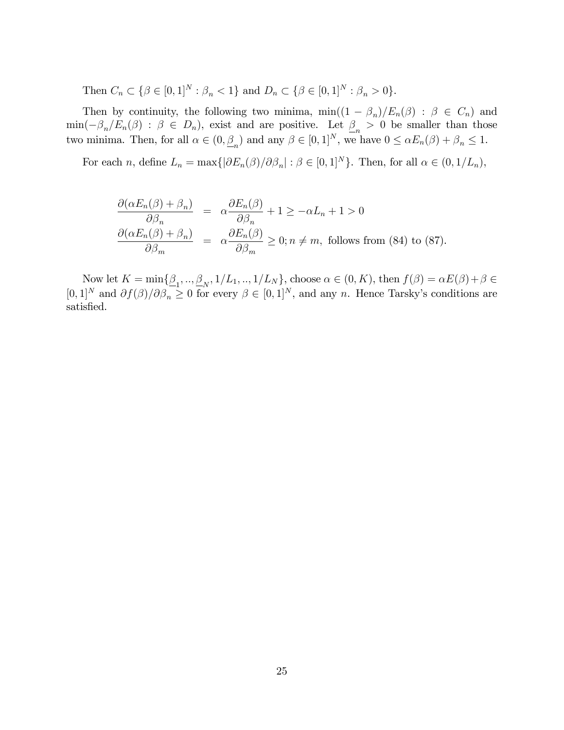Then $C_n \subset \{\beta \in [0,1]^N : \beta_n < 1\}$ and $D_n \subset \{\beta \in [0,1]^N : \beta_n > 0\}$.

Then by continuity, the following two minima, $\min((1-\beta_n)/E_n(\beta) : \beta \in C_n)$ and $\min(-\beta_n/E_n(\beta) : \beta \in D_n)$, exist and are positive. Let $\underline{\beta}_n > 0$ be smaller than those two minima. Then, for all $\alpha \in (0, \underline{\beta}_n)$ and any $\beta \in [0,1]^N$, we have $0 \leq \alpha E_n(\beta) + \beta_n \leq 1$.

For each $n$, define $L_n = \max\{|\partial E_n(\beta)/\partial \beta_n| : \beta \in [0,1]^N\}$. Then, for all $\alpha \in (0, 1/L_n)$,

$$
\begin{aligned}
\frac{\partial(\alpha E_n(\beta) + \beta_n)}{\partial \beta_n} &= \alpha \frac{\partial E_n(\beta)}{\partial \beta_n} + 1 \geq -\alpha L_n + 1 > 0 \\
\frac{\partial(\alpha E_n(\beta) + \beta_n)}{\partial \beta_m} &= \alpha \frac{\partial E_n(\beta)}{\partial \beta_m} \geq 0; n \neq m, \text{ follows from (84) to (87).}
\end{aligned}
$$

Now let $K = \min\{\underline{\beta}_1, .., \underline{\beta}_N, 1/L_1, .., 1/L_N\}$, choose $\alpha \in (0, K)$, then $f(\beta) = \alpha E(\beta) + \beta \in [0,1]^N$ and $\partial f(\beta)/\partial \beta_n \geq 0$ for every $\beta \in [0,1]^N$, and any $n$. Hence Tarsky's conditions are satisfied.